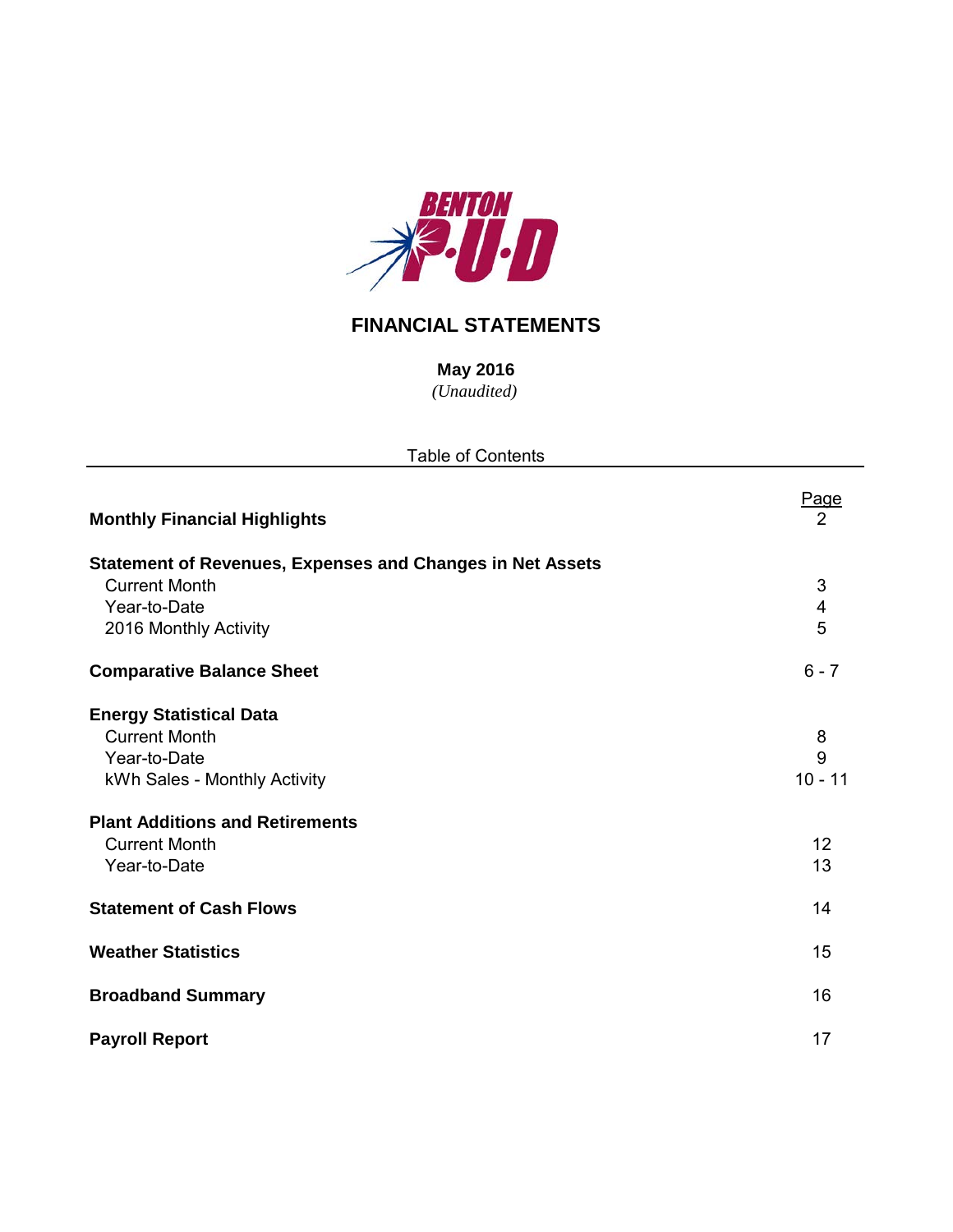BENTON P·U·D

# FINANCIAL STATEMENTS

**May 2016**

*(Unaudited)*

Table of Contents

| | Page |
|---|---|
| **Monthly Financial Highlights** | 2 |
| **Statement of Revenues, Expenses and Changes in Net Assets** | |
| Current Month | 3 |
| Year-to-Date | 4 |
| 2016 Monthly Activity | 5 |
| **Comparative Balance Sheet** | 6 - 7 |
| **Energy Statistical Data** | |
| Current Month | 8 |
| Year-to-Date | 9 |
| kWh Sales - Monthly Activity | 10 - 11 |
| **Plant Additions and Retirements** | |
| Current Month | 12 |
| Year-to-Date | 13 |
| **Statement of Cash Flows** | 14 |
| **Weather Statistics** | 15 |
| **Broadband Summary** | 16 |
| **Payroll Report** | 17 |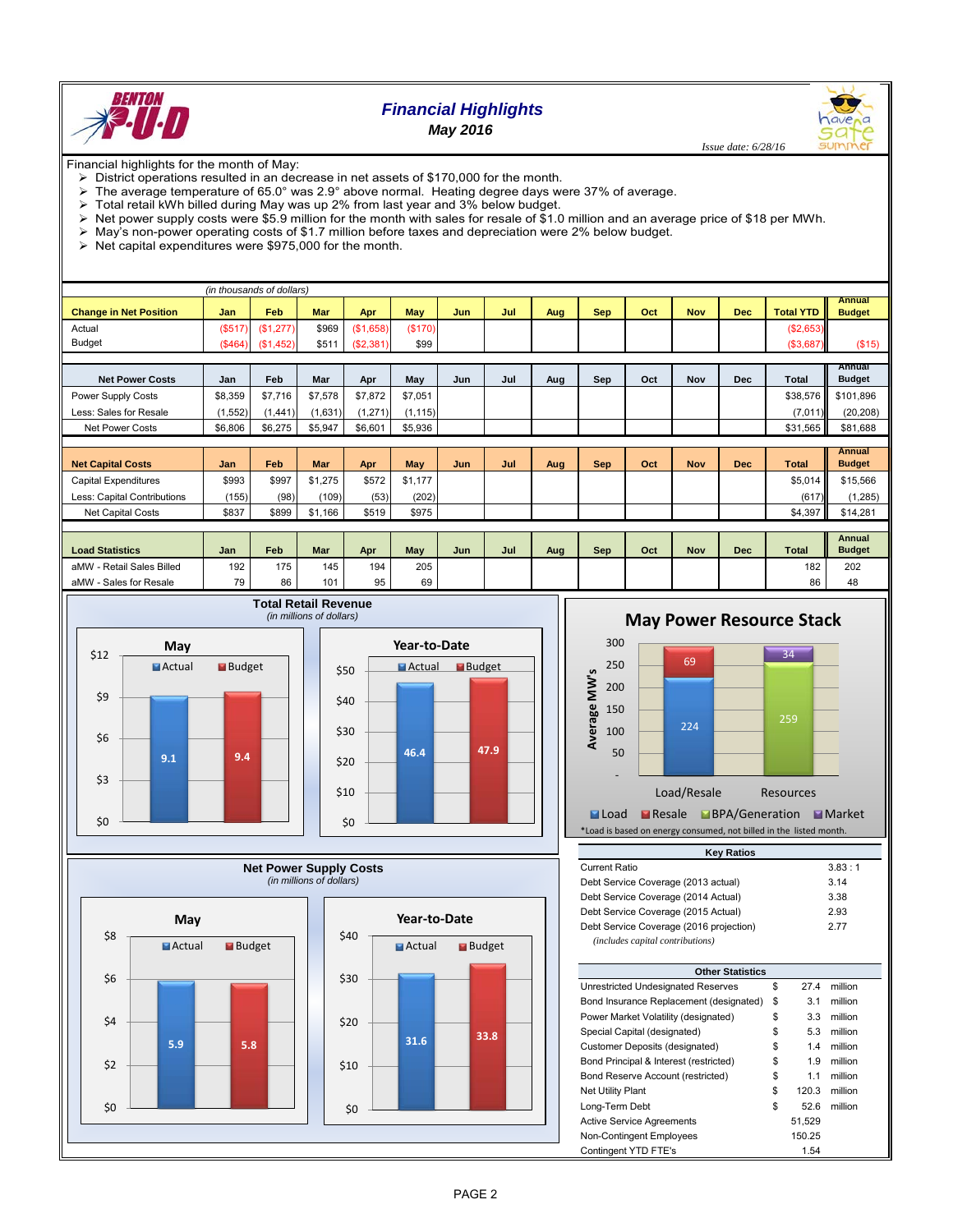# Financial Highlights

## May 2016

*Issue date: 6/28/16*

Financial highlights for the month of May:

- District operations resulted in an decrease in net assets of $170,000 for the month.
- The average temperature of 65.0° was 2.9° above normal. Heating degree days were 37% of average.
- Total retail kWh billed during May was up 2% from last year and 3% below budget.
- Net power supply costs were $5.9 million for the month with sales for resale of $1.0 million and an average price of $18 per MWh.
- May's non-power operating costs of $1.7 million before taxes and depreciation were 2% below budget.
- Net capital expenditures were $975,000 for the month.

*(in thousands of dollars)*

| Change in Net Position | Jan | Feb | Mar | Apr | May | Jun | Jul | Aug | Sep | Oct | Nov | Dec | Total YTD | Annual Budget |
|---|---|---|---|---|---|---|---|---|---|---|---|---|---|---|
| Actual | ($517) | ($1,277) | $969 | ($1,658) | ($170) | | | | | | | | ($2,653) | |
| Budget | ($464) | ($1,452) | $511 | ($2,381) | $99 | | | | | | | | ($3,687) | ($15) |

| Net Power Costs | Jan | Feb | Mar | Apr | May | Jun | Jul | Aug | Sep | Oct | Nov | Dec | Total | Annual Budget |
|---|---|---|---|---|---|---|---|---|---|---|---|---|---|---|
| Power Supply Costs | $8,359 | $7,716 | $7,578 | $7,872 | $7,051 | | | | | | | | $38,576 | $101,896 |
| Less: Sales for Resale | (1,552) | (1,441) | (1,631) | (1,271) | (1,115) | | | | | | | | (7,011) | (20,208) |
| Net Power Costs | $6,806 | $6,275 | $5,947 | $6,601 | $5,936 | | | | | | | | $31,565 | $81,688 |

| Net Capital Costs | Jan | Feb | Mar | Apr | May | Jun | Jul | Aug | Sep | Oct | Nov | Dec | Total | Annual Budget |
|---|---|---|---|---|---|---|---|---|---|---|---|---|---|---|
| Capital Expenditures | $993 | $997 | $1,275 | $572 | $1,177 | | | | | | | | $5,014 | $15,566 |
| Less: Capital Contributions | (155) | (98) | (109) | (53) | (202) | | | | | | | | (617) | (1,285) |
| Net Capital Costs | $837 | $899 | $1,166 | $519 | $975 | | | | | | | | $4,397 | $14,281 |

| Load Statistics | Jan | Feb | Mar | Apr | May | Jun | Jul | Aug | Sep | Oct | Nov | Dec | Total | Annual Budget |
|---|---|---|---|---|---|---|---|---|---|---|---|---|---|---|
| aMW - Retail Sales Billed | 192 | 175 | 145 | 194 | 205 | | | | | | | | 182 | 202 |
| aMW - Sales for Resale | 79 | 86 | 101 | 95 | 69 | | | | | | | | 86 | 48 |

### Total Retail Revenue
*(in millions of dollars)*

| | Actual | Budget |
|---|---|---|
| May | 9.1 | 9.4 |
| Year-to-Date | 46.4 | 47.9 |

### May Power Resource Stack

| | Load | Resale | BPA/Generation | Market |
|---|---|---|---|---|
| Load/Resale | 224 | 69 | | |
| Resources | | | 259 | 34 |

*Load is based on energy consumed, not billed in the listed month.

### Net Power Supply Costs
*(in millions of dollars)*

| | Actual | Budget |
|---|---|---|
| May | 5.9 | 5.8 |
| Year-to-Date | 31.6 | 33.8 |

### Key Ratios

| | |
|---|---|
| Current Ratio | 3.83 : 1 |
| Debt Service Coverage (2013 actual) | 3.14 |
| Debt Service Coverage (2014 Actual) | 3.38 |
| Debt Service Coverage (2015 Actual) | 2.93 |
| Debt Service Coverage (2016 projection) | 2.77 |

*(includes capital contributions)*

### Other Statistics

| | | | |
|---|---|---|---|
| Unrestricted Undesignated Reserves | $ | 27.4 | million |
| Bond Insurance Replacement (designated) | $ | 3.1 | million |
| Power Market Volatility (designated) | $ | 3.3 | million |
| Special Capital (designated) | $ | 5.3 | million |
| Customer Deposits (designated) | $ | 1.4 | million |
| Bond Principal & Interest (restricted) | $ | 1.9 | million |
| Bond Reserve Account (restricted) | $ | 1.1 | million |
| Net Utility Plant | $ | 120.3 | million |
| Long-Term Debt | $ | 52.6 | million |
| Active Service Agreements | | 51,529 | |
| Non-Contingent Employees | | 150.25 | |
| Contingent YTD FTE's | | 1.54 | |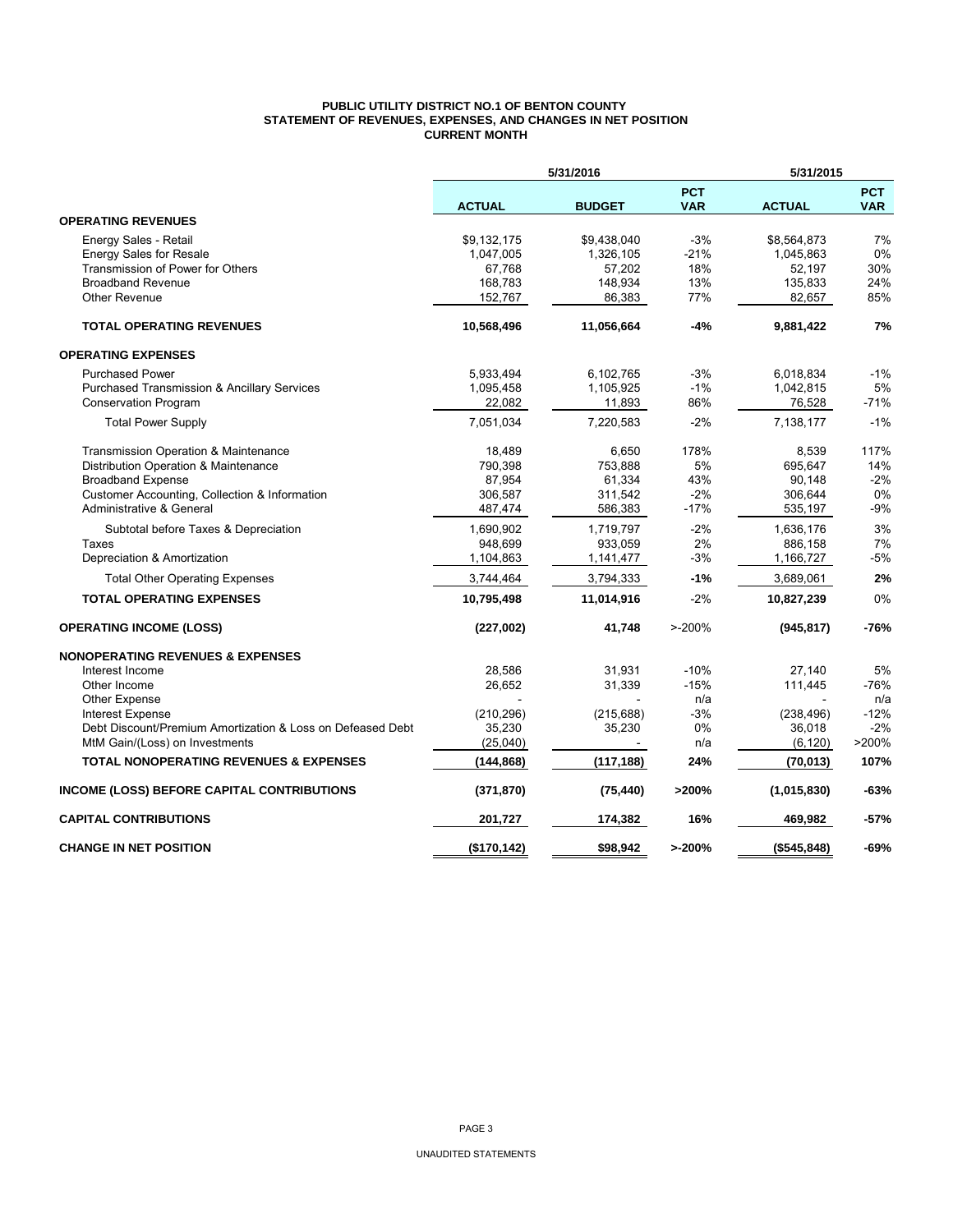**PUBLIC UTILITY DISTRICT NO.1 OF BENTON COUNTY**
**STATEMENT OF REVENUES, EXPENSES, AND CHANGES IN NET POSITION**
**CURRENT MONTH**

| | 5/31/2016 | | | 5/31/2015 | |
|---|---|---|---|---|---|
| | **ACTUAL** | **BUDGET** | **PCT VAR** | **ACTUAL** | **PCT VAR** |
| **OPERATING REVENUES** | | | | | |
| Energy Sales - Retail | \$9,132,175 | \$9,438,040 | -3% | \$8,564,873 | 7% |
| Energy Sales for Resale | 1,047,005 | 1,326,105 | -21% | 1,045,863 | 0% |
| Transmission of Power for Others | 67,768 | 57,202 | 18% | 52,197 | 30% |
| Broadband Revenue | 168,783 | 148,934 | 13% | 135,833 | 24% |
| Other Revenue | 152,767 | 86,383 | 77% | 82,657 | 85% |
| **TOTAL OPERATING REVENUES** | **10,568,496** | **11,056,664** | **-4%** | **9,881,422** | **7%** |
| **OPERATING EXPENSES** | | | | | |
| Purchased Power | 5,933,494 | 6,102,765 | -3% | 6,018,834 | -1% |
| Purchased Transmission & Ancillary Services | 1,095,458 | 1,105,925 | -1% | 1,042,815 | 5% |
| Conservation Program | 22,082 | 11,893 | 86% | 76,528 | -71% |
| Total Power Supply | 7,051,034 | 7,220,583 | -2% | 7,138,177 | -1% |
| Transmission Operation & Maintenance | 18,489 | 6,650 | 178% | 8,539 | 117% |
| Distribution Operation & Maintenance | 790,398 | 753,888 | 5% | 695,647 | 14% |
| Broadband Expense | 87,954 | 61,334 | 43% | 90,148 | -2% |
| Customer Accounting, Collection & Information | 306,587 | 311,542 | -2% | 306,644 | 0% |
| Administrative & General | 487,474 | 586,383 | -17% | 535,197 | -9% |
| Subtotal before Taxes & Depreciation | 1,690,902 | 1,719,797 | -2% | 1,636,176 | 3% |
| Taxes | 948,699 | 933,059 | 2% | 886,158 | 7% |
| Depreciation & Amortization | 1,104,863 | 1,141,477 | -3% | 1,166,727 | -5% |
| Total Other Operating Expenses | 3,744,464 | 3,794,333 | **-1%** | 3,689,061 | **2%** |
| **TOTAL OPERATING EXPENSES** | **10,795,498** | **11,014,916** | -2% | **10,827,239** | 0% |
| **OPERATING INCOME (LOSS)** | **(227,002)** | **41,748** | >-200% | **(945,817)** | **-76%** |
| **NONOPERATING REVENUES & EXPENSES** | | | | | |
| Interest Income | 28,586 | 31,931 | -10% | 27,140 | 5% |
| Other Income | 26,652 | 31,339 | -15% | 111,445 | -76% |
| Other Expense | - | - | n/a | - | n/a |
| Interest Expense | (210,296) | (215,688) | -3% | (238,496) | -12% |
| Debt Discount/Premium Amortization & Loss on Defeased Debt | 35,230 | 35,230 | 0% | 36,018 | -2% |
| MtM Gain/(Loss) on Investments | (25,040) | - | n/a | (6,120) | >200% |
| **TOTAL NONOPERATING REVENUES & EXPENSES** | **(144,868)** | **(117,188)** | **24%** | **(70,013)** | **107%** |
| **INCOME (LOSS) BEFORE CAPITAL CONTRIBUTIONS** | **(371,870)** | **(75,440)** | **>200%** | **(1,015,830)** | **-63%** |
| **CAPITAL CONTRIBUTIONS** | **201,727** | **174,382** | **16%** | **469,982** | **-57%** |
| **CHANGE IN NET POSITION** | **(\$170,142)** | **\$98,942** | **>-200%** | **(\$545,848)** | **-69%** |

UNAUDITED STATEMENTS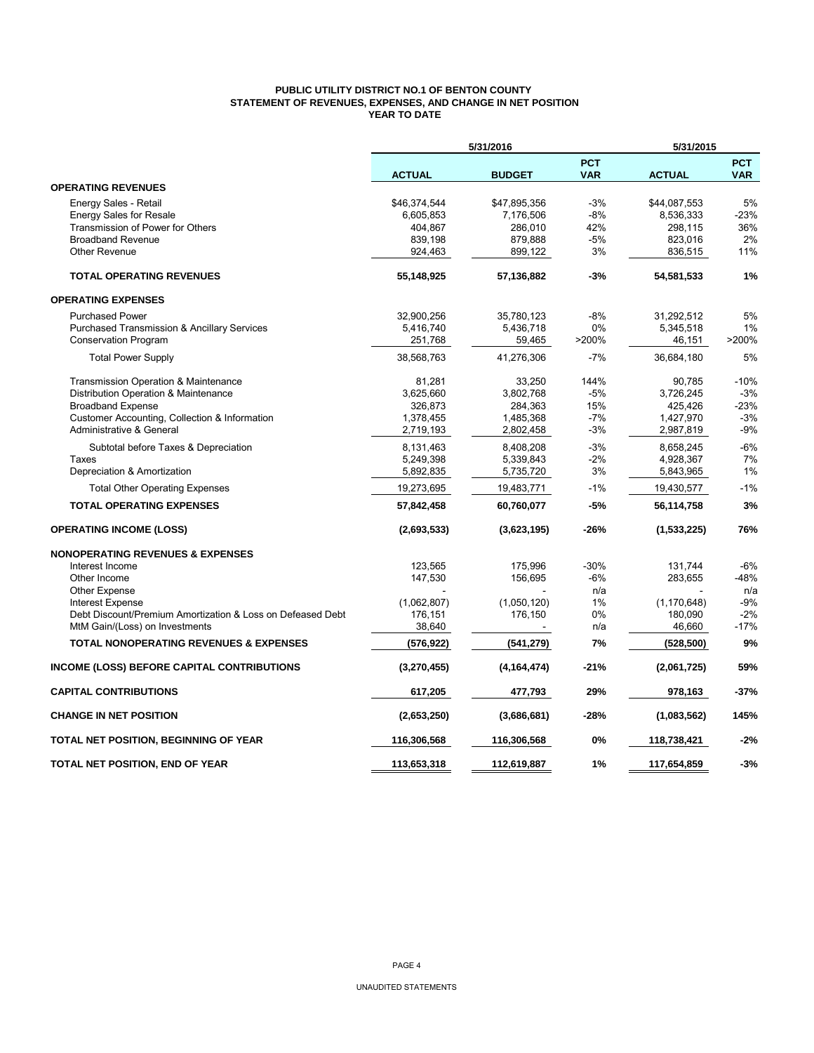**PUBLIC UTILITY DISTRICT NO.1 OF BENTON COUNTY**
**STATEMENT OF REVENUES, EXPENSES, AND CHANGE IN NET POSITION**
**YEAR TO DATE**

| | 5/31/2016 | | | 5/31/2015 | |
|---|---|---|---|---|---|
| | **ACTUAL** | **BUDGET** | **PCT VAR** | **ACTUAL** | **PCT VAR** |
| **OPERATING REVENUES** | | | | | |
| Energy Sales - Retail | $46,374,544 | $47,895,356 | -3% | $44,087,553 | 5% |
| Energy Sales for Resale | 6,605,853 | 7,176,506 | -8% | 8,536,333 | -23% |
| Transmission of Power for Others | 404,867 | 286,010 | 42% | 298,115 | 36% |
| Broadband Revenue | 839,198 | 879,888 | -5% | 823,016 | 2% |
| Other Revenue | 924,463 | 899,122 | 3% | 836,515 | 11% |
| **TOTAL OPERATING REVENUES** | **55,148,925** | **57,136,882** | **-3%** | **54,581,533** | **1%** |
| **OPERATING EXPENSES** | | | | | |
| Purchased Power | 32,900,256 | 35,780,123 | -8% | 31,292,512 | 5% |
| Purchased Transmission & Ancillary Services | 5,416,740 | 5,436,718 | 0% | 5,345,518 | 1% |
| Conservation Program | 251,768 | 59,465 | >200% | 46,151 | >200% |
| Total Power Supply | 38,568,763 | 41,276,306 | -7% | 36,684,180 | 5% |
| Transmission Operation & Maintenance | 81,281 | 33,250 | 144% | 90,785 | -10% |
| Distribution Operation & Maintenance | 3,625,660 | 3,802,768 | -5% | 3,726,245 | -3% |
| Broadband Expense | 326,873 | 284,363 | 15% | 425,426 | -23% |
| Customer Accounting, Collection & Information | 1,378,455 | 1,485,368 | -7% | 1,427,970 | -3% |
| Administrative & General | 2,719,193 | 2,802,458 | -3% | 2,987,819 | -9% |
| Subtotal before Taxes & Depreciation | 8,131,463 | 8,408,208 | -3% | 8,658,245 | -6% |
| Taxes | 5,249,398 | 5,339,843 | -2% | 4,928,367 | 7% |
| Depreciation & Amortization | 5,892,835 | 5,735,720 | 3% | 5,843,965 | 1% |
| Total Other Operating Expenses | 19,273,695 | 19,483,771 | -1% | 19,430,577 | -1% |
| **TOTAL OPERATING EXPENSES** | **57,842,458** | **60,760,077** | **-5%** | **56,114,758** | **3%** |
| **OPERATING INCOME (LOSS)** | **(2,693,533)** | **(3,623,195)** | **-26%** | **(1,533,225)** | **76%** |
| **NONOPERATING REVENUES & EXPENSES** | | | | | |
| Interest Income | 123,565 | 175,996 | -30% | 131,744 | -6% |
| Other Income | 147,530 | 156,695 | -6% | 283,655 | -48% |
| Other Expense | - | - | n/a | - | n/a |
| Interest Expense | (1,062,807) | (1,050,120) | 1% | (1,170,648) | -9% |
| Debt Discount/Premium Amortization & Loss on Defeased Debt | 176,151 | 176,150 | 0% | 180,090 | -2% |
| MtM Gain/(Loss) on Investments | 38,640 | - | n/a | 46,660 | -17% |
| **TOTAL NONOPERATING REVENUES & EXPENSES** | **(576,922)** | **(541,279)** | **7%** | **(528,500)** | **9%** |
| **INCOME (LOSS) BEFORE CAPITAL CONTRIBUTIONS** | **(3,270,455)** | **(4,164,474)** | **-21%** | **(2,061,725)** | **59%** |
| **CAPITAL CONTRIBUTIONS** | **617,205** | **477,793** | **29%** | **978,163** | **-37%** |
| **CHANGE IN NET POSITION** | **(2,653,250)** | **(3,686,681)** | **-28%** | **(1,083,562)** | **145%** |
| **TOTAL NET POSITION, BEGINNING OF YEAR** | **116,306,568** | **116,306,568** | **0%** | **118,738,421** | **-2%** |
| **TOTAL NET POSITION, END OF YEAR** | **113,653,318** | **112,619,887** | **1%** | **117,654,859** | **-3%** |

UNAUDITED STATEMENTS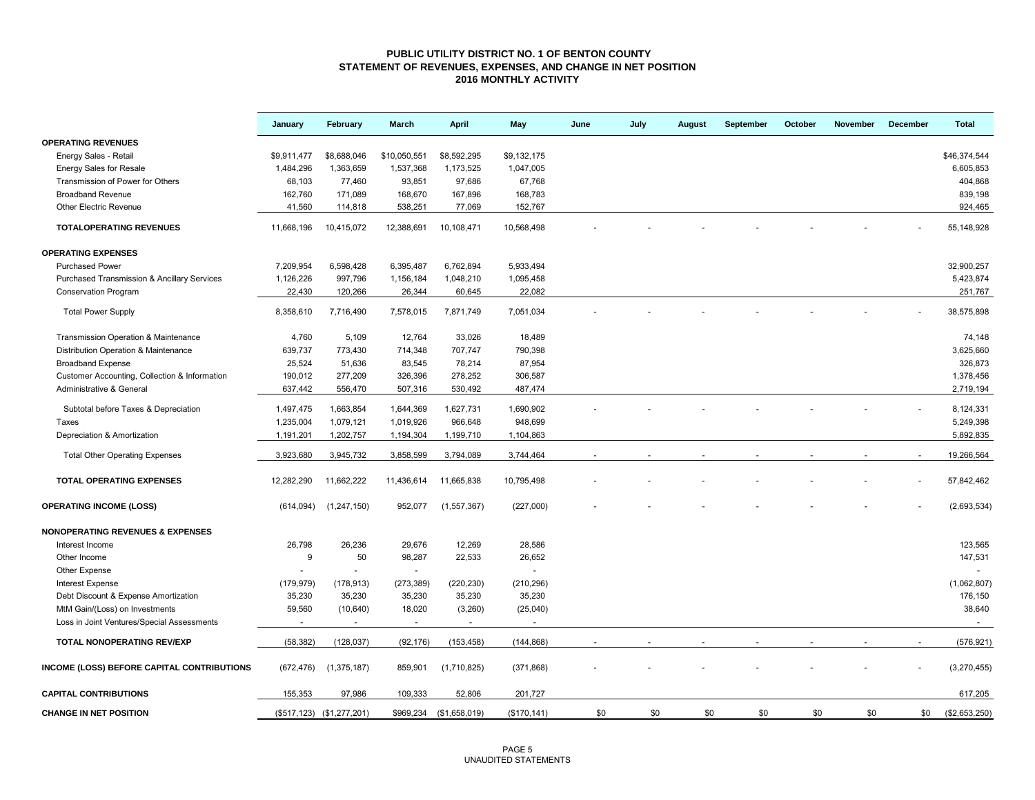# PUBLIC UTILITY DISTRICT NO. 1 OF BENTON COUNTY
## STATEMENT OF REVENUES, EXPENSES, AND CHANGE IN NET POSITION
### 2016 MONTHLY ACTIVITY

| | January | February | March | April | May | June | July | August | September | October | November | December | Total |
|---|---|---|---|---|---|---|---|---|---|---|---|---|---|
| **OPERATING REVENUES** | | | | | | | | | | | | | |
| Energy Sales - Retail | $9,911,477 | $8,688,046 | $10,050,551 | $8,592,295 | $9,132,175 | | | | | | | | $46,374,544 |
| Energy Sales for Resale | 1,484,296 | 1,363,659 | 1,537,368 | 1,173,525 | 1,047,005 | | | | | | | | 6,605,853 |
| Transmission of Power for Others | 68,103 | 77,460 | 93,851 | 97,686 | 67,768 | | | | | | | | 404,868 |
| Broadband Revenue | 162,760 | 171,089 | 168,670 | 167,896 | 168,783 | | | | | | | | 839,198 |
| Other Electric Revenue | 41,560 | 114,818 | 538,251 | 77,069 | 152,767 | | | | | | | | 924,465 |
| **TOTALOPERATING REVENUES** | 11,668,196 | 10,415,072 | 12,388,691 | 10,108,471 | 10,568,498 | - | - | - | - | - | - | - | 55,148,928 |
| **OPERATING EXPENSES** | | | | | | | | | | | | | |
| Purchased Power | 7,209,954 | 6,598,428 | 6,395,487 | 6,762,894 | 5,933,494 | | | | | | | | 32,900,257 |
| Purchased Transmission & Ancillary Services | 1,126,226 | 997,796 | 1,156,184 | 1,048,210 | 1,095,458 | | | | | | | | 5,423,874 |
| Conservation Program | 22,430 | 120,266 | 26,344 | 60,645 | 22,082 | | | | | | | | 251,767 |
| Total Power Supply | 8,358,610 | 7,716,490 | 7,578,015 | 7,871,749 | 7,051,034 | - | - | - | - | - | - | - | 38,575,898 |
| Transmission Operation & Maintenance | 4,760 | 5,109 | 12,764 | 33,026 | 18,489 | | | | | | | | 74,148 |
| Distribution Operation & Maintenance | 639,737 | 773,430 | 714,348 | 707,747 | 790,398 | | | | | | | | 3,625,660 |
| Broadband Expense | 25,524 | 51,636 | 83,545 | 78,214 | 87,954 | | | | | | | | 326,873 |
| Customer Accounting, Collection & Information | 190,012 | 277,209 | 326,396 | 278,252 | 306,587 | | | | | | | | 1,378,456 |
| Administrative & General | 637,442 | 556,470 | 507,316 | 530,492 | 487,474 | | | | | | | | 2,719,194 |
| Subtotal before Taxes & Depreciation | 1,497,475 | 1,663,854 | 1,644,369 | 1,627,731 | 1,690,902 | - | - | - | - | - | - | - | 8,124,331 |
| Taxes | 1,235,004 | 1,079,121 | 1,019,926 | 966,648 | 948,699 | | | | | | | | 5,249,398 |
| Depreciation & Amortization | 1,191,201 | 1,202,757 | 1,194,304 | 1,199,710 | 1,104,863 | | | | | | | | 5,892,835 |
| Total Other Operating Expenses | 3,923,680 | 3,945,732 | 3,858,599 | 3,794,089 | 3,744,464 | - | - | - | - | - | - | - | 19,266,564 |
| **TOTAL OPERATING EXPENSES** | 12,282,290 | 11,662,222 | 11,436,614 | 11,665,838 | 10,795,498 | - | - | - | - | - | - | - | 57,842,462 |
| **OPERATING INCOME (LOSS)** | (614,094) | (1,247,150) | 952,077 | (1,557,367) | (227,000) | - | - | - | - | - | - | - | (2,693,534) |
| **NONOPERATING REVENUES & EXPENSES** | | | | | | | | | | | | | |
| Interest Income | 26,798 | 26,236 | 29,676 | 12,269 | 28,586 | | | | | | | | 123,565 |
| Other Income | 9 | 50 | 98,287 | 22,533 | 26,652 | | | | | | | | 147,531 |
| Other Expense | - | - | - | | - | | | | | | | | - |
| Interest Expense | (179,979) | (178,913) | (273,389) | (220,230) | (210,296) | | | | | | | | (1,062,807) |
| Debt Discount & Expense Amortization | 35,230 | 35,230 | 35,230 | 35,230 | 35,230 | | | | | | | | 176,150 |
| MtM Gain/(Loss) on Investments | 59,560 | (10,640) | 18,020 | (3,260) | (25,040) | | | | | | | | 38,640 |
| Loss in Joint Ventures/Special Assessments | - | - | - | - | - | | | | | | | | - |
| **TOTAL NONOPERATING REV/EXP** | (58,382) | (128,037) | (92,176) | (153,458) | (144,868) | - | - | - | - | - | - | - | (576,921) |
| **INCOME (LOSS) BEFORE CAPITAL CONTRIBUTIONS** | (672,476) | (1,375,187) | 859,901 | (1,710,825) | (371,868) | - | - | - | - | - | - | - | (3,270,455) |
| **CAPITAL CONTRIBUTIONS** | 155,353 | 97,986 | 109,333 | 52,806 | 201,727 | | | | | | | | 617,205 |
| **CHANGE IN NET POSITION** | ($517,123) | ($1,277,201) | $969,234 | ($1,658,019) | ($170,141) | $0 | $0 | $0 | $0 | $0 | $0 | $0 | ($2,653,250) |

UNAUDITED STATEMENTS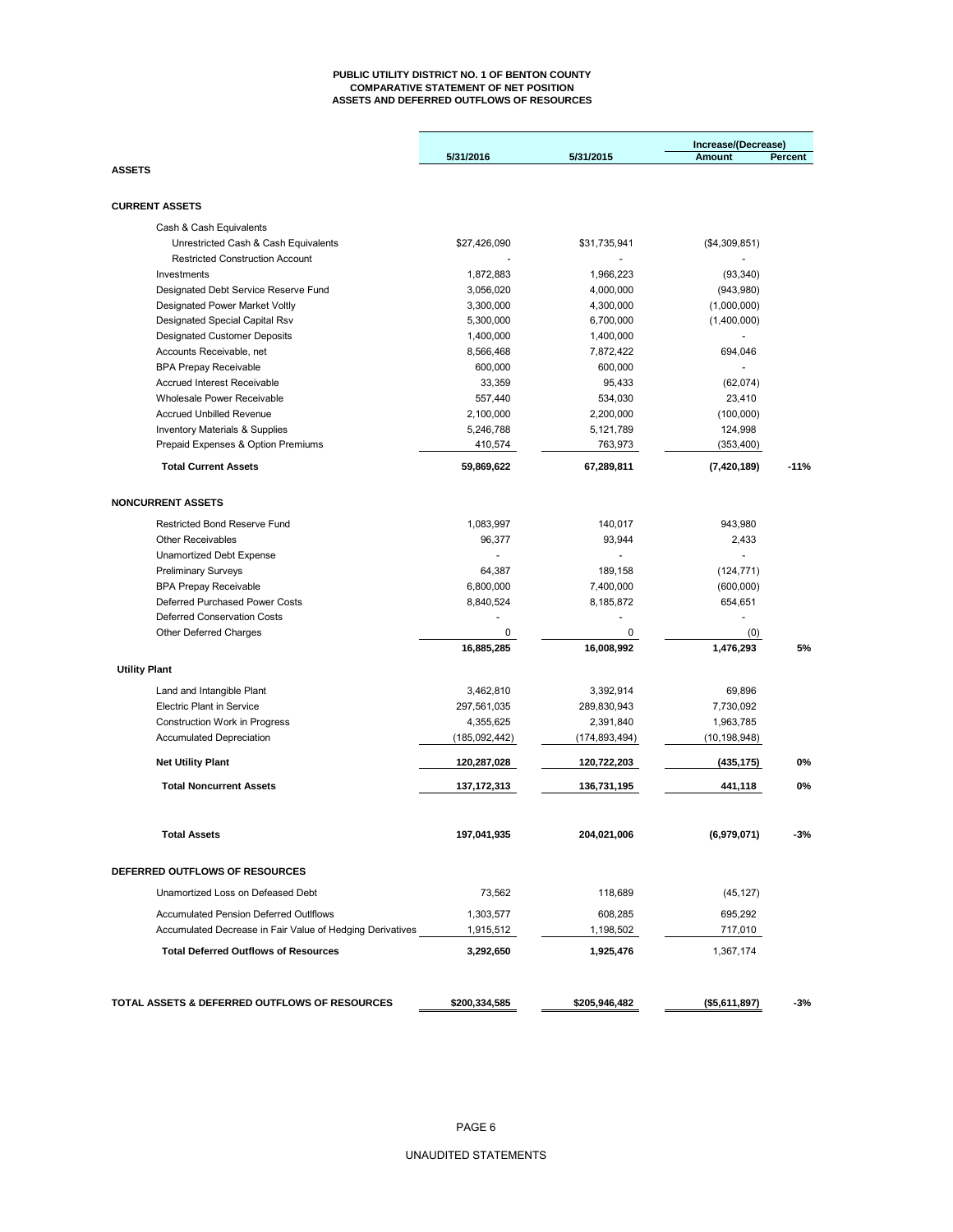**PUBLIC UTILITY DISTRICT NO. 1 OF BENTON COUNTY**
**COMPARATIVE STATEMENT OF NET POSITION**
**ASSETS AND DEFERRED OUTFLOWS OF RESOURCES**

| | 5/31/2016 | 5/31/2015 | Increase/(Decrease) Amount | Percent |
|---|---|---|---|---|
| **ASSETS** | | | | |
| **CURRENT ASSETS** | | | | |
| Cash & Cash Equivalents | | | | |
| Unrestricted Cash & Cash Equivalents | $27,426,090 | $31,735,941 | ($4,309,851) | |
| Restricted Construction Account | - | - | - | |
| Investments | 1,872,883 | 1,966,223 | (93,340) | |
| Designated Debt Service Reserve Fund | 3,056,020 | 4,000,000 | (943,980) | |
| Designated Power Market Voltly | 3,300,000 | 4,300,000 | (1,000,000) | |
| Designated Special Capital Rsv | 5,300,000 | 6,700,000 | (1,400,000) | |
| Designated Customer Deposits | 1,400,000 | 1,400,000 | - | |
| Accounts Receivable, net | 8,566,468 | 7,872,422 | 694,046 | |
| BPA Prepay Receivable | 600,000 | 600,000 | - | |
| Accrued Interest Receivable | 33,359 | 95,433 | (62,074) | |
| Wholesale Power Receivable | 557,440 | 534,030 | 23,410 | |
| Accrued Unbilled Revenue | 2,100,000 | 2,200,000 | (100,000) | |
| Inventory Materials & Supplies | 5,246,788 | 5,121,789 | 124,998 | |
| Prepaid Expenses & Option Premiums | 410,574 | 763,973 | (353,400) | |
| **Total Current Assets** | **59,869,622** | **67,289,811** | **(7,420,189)** | **-11%** |
| **NONCURRENT ASSETS** | | | | |
| Restricted Bond Reserve Fund | 1,083,997 | 140,017 | 943,980 | |
| Other Receivables | 96,377 | 93,944 | 2,433 | |
| Unamortized Debt Expense | - | - | - | |
| Preliminary Surveys | 64,387 | 189,158 | (124,771) | |
| BPA Prepay Receivable | 6,800,000 | 7,400,000 | (600,000) | |
| Deferred Purchased Power Costs | 8,840,524 | 8,185,872 | 654,651 | |
| Deferred Conservation Costs | - | - | - | |
| Other Deferred Charges | 0 | 0 | (0) | |
| | **16,885,285** | **16,008,992** | **1,476,293** | **5%** |
| **Utility Plant** | | | | |
| Land and Intangible Plant | 3,462,810 | 3,392,914 | 69,896 | |
| Electric Plant in Service | 297,561,035 | 289,830,943 | 7,730,092 | |
| Construction Work in Progress | 4,355,625 | 2,391,840 | 1,963,785 | |
| Accumulated Depreciation | (185,092,442) | (174,893,494) | (10,198,948) | |
| **Net Utility Plant** | **120,287,028** | **120,722,203** | **(435,175)** | **0%** |
| **Total Noncurrent Assets** | **137,172,313** | **136,731,195** | **441,118** | **0%** |
| **Total Assets** | **197,041,935** | **204,021,006** | **(6,979,071)** | **-3%** |
| **DEFERRED OUTFLOWS OF RESOURCES** | | | | |
| Unamortized Loss on Defeased Debt | 73,562 | 118,689 | (45,127) | |
| Accumulated Pension Deferred Outlflows | 1,303,577 | 608,285 | 695,292 | |
| Accumulated Decrease in Fair Value of Hedging Derivatives | 1,915,512 | 1,198,502 | 717,010 | |
| **Total Deferred Outflows of Resources** | **3,292,650** | **1,925,476** | 1,367,174 | |
| **TOTAL ASSETS & DEFERRED OUTFLOWS OF RESOURCES** | **$200,334,585** | **$205,946,482** | **($5,611,897)** | **-3%** |

UNAUDITED STATEMENTS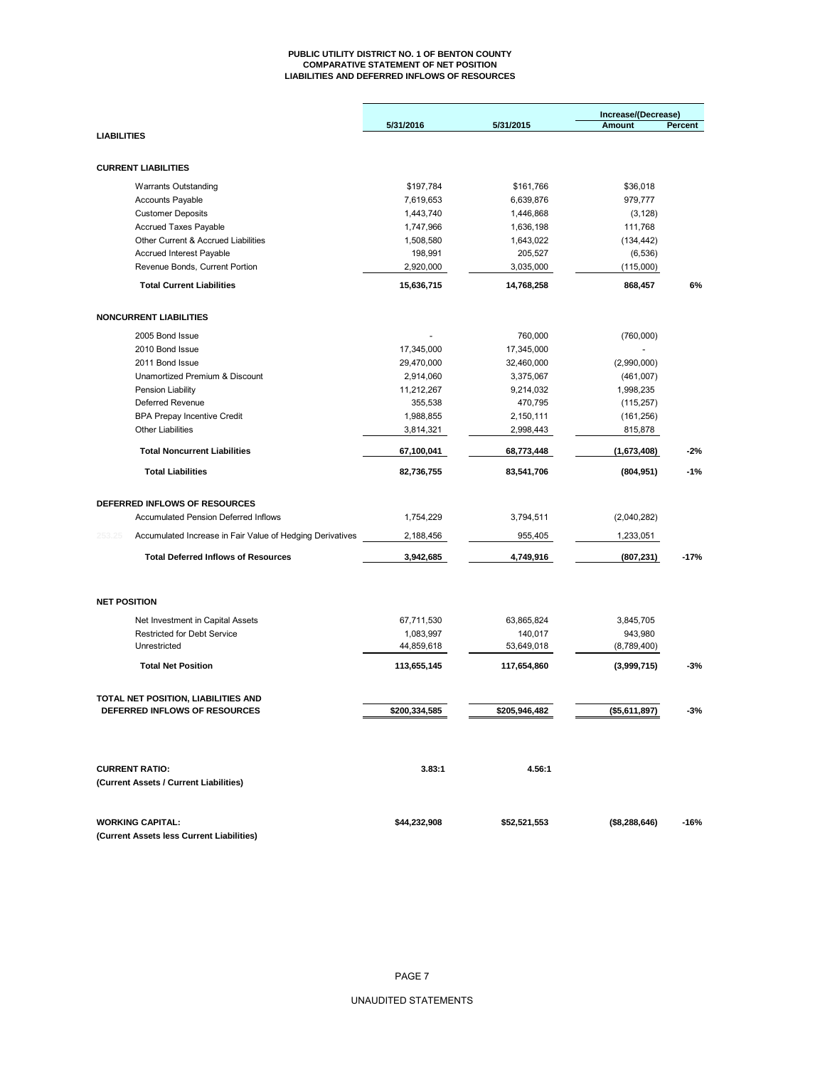**PUBLIC UTILITY DISTRICT NO. 1 OF BENTON COUNTY**
**COMPARATIVE STATEMENT OF NET POSITION**
**LIABILITIES AND DEFERRED INFLOWS OF RESOURCES**

| | 5/31/2016 | 5/31/2015 | Increase/(Decrease) Amount | Percent |
|---|---|---|---|---|
| **LIABILITIES** | | | | |
| **CURRENT LIABILITIES** | | | | |
| Warrants Outstanding | $197,784 | $161,766 | $36,018 | |
| Accounts Payable | 7,619,653 | 6,639,876 | 979,777 | |
| Customer Deposits | 1,443,740 | 1,446,868 | (3,128) | |
| Accrued Taxes Payable | 1,747,966 | 1,636,198 | 111,768 | |
| Other Current & Accrued Liabilities | 1,508,580 | 1,643,022 | (134,442) | |
| Accrued Interest Payable | 198,991 | 205,527 | (6,536) | |
| Revenue Bonds, Current Portion | 2,920,000 | 3,035,000 | (115,000) | |
| **Total Current Liabilities** | **15,636,715** | **14,768,258** | **868,457** | **6%** |
| **NONCURRENT LIABILITIES** | | | | |
| 2005 Bond Issue | - | 760,000 | (760,000) | |
| 2010 Bond Issue | 17,345,000 | 17,345,000 | - | |
| 2011 Bond Issue | 29,470,000 | 32,460,000 | (2,990,000) | |
| Unamortized Premium & Discount | 2,914,060 | 3,375,067 | (461,007) | |
| Pension Liability | 11,212,267 | 9,214,032 | 1,998,235 | |
| Deferred Revenue | 355,538 | 470,795 | (115,257) | |
| BPA Prepay Incentive Credit | 1,988,855 | 2,150,111 | (161,256) | |
| Other Liabilities | 3,814,321 | 2,998,443 | 815,878 | |
| **Total Noncurrent Liabilities** | **67,100,041** | **68,773,448** | **(1,673,408)** | **-2%** |
| **Total Liabilities** | **82,736,755** | **83,541,706** | **(804,951)** | **-1%** |
| **DEFERRED INFLOWS OF RESOURCES** | | | | |
| Accumulated Pension Deferred Inflows | 1,754,229 | 3,794,511 | (2,040,282) | |
| Accumulated Increase in Fair Value of Hedging Derivatives | 2,188,456 | 955,405 | 1,233,051 | |
| **Total Deferred Inflows of Resources** | **3,942,685** | **4,749,916** | **(807,231)** | **-17%** |
| **NET POSITION** | | | | |
| Net Investment in Capital Assets | 67,711,530 | 63,865,824 | 3,845,705 | |
| Restricted for Debt Service | 1,083,997 | 140,017 | 943,980 | |
| Unrestricted | 44,859,618 | 53,649,018 | (8,789,400) | |
| **Total Net Position** | **113,655,145** | **117,654,860** | **(3,999,715)** | **-3%** |
| **TOTAL NET POSITION, LIABILITIES AND DEFERRED INFLOWS OF RESOURCES** | **$200,334,585** | **$205,946,482** | **($5,611,897)** | **-3%** |
| **CURRENT RATIO:** **(Current Assets / Current Liabilities)** | **3.83:1** | **4.56:1** | | |
| **WORKING CAPITAL:** **(Current Assets less Current Liabilities)** | **$44,232,908** | **$52,521,553** | **($8,288,646)** | **-16%** |

UNAUDITED STATEMENTS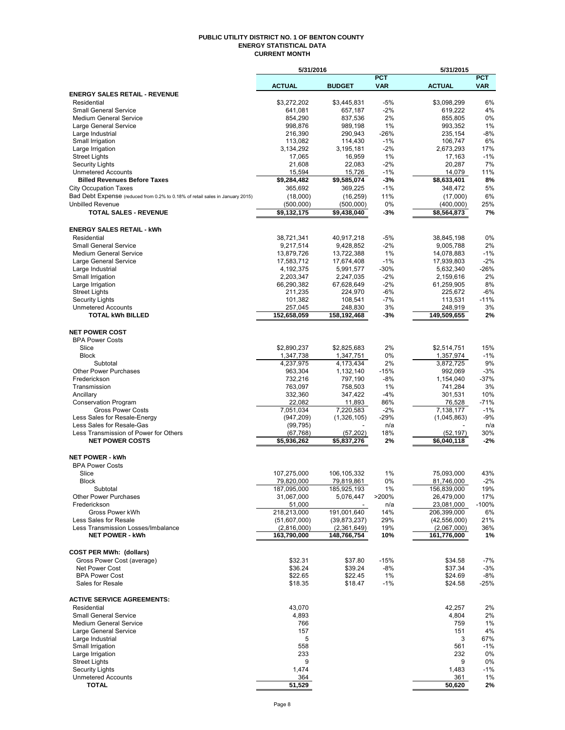# PUBLIC UTILITY DISTRICT NO. 1 OF BENTON COUNTY
## ENERGY STATISTICAL DATA
### CURRENT MONTH

| | 5/31/2016 | | | 5/31/2015 | |
|---|---|---|---|---|---|
| | ACTUAL | BUDGET | PCT VAR | ACTUAL | PCT VAR |
| **ENERGY SALES RETAIL - REVENUE** | | | | | |
| Residential | $3,272,202 | $3,445,831 | -5% | $3,098,299 | 6% |
| Small General Service | 641,081 | 657,187 | -2% | 619,222 | 4% |
| Medium General Service | 854,290 | 837,536 | 2% | 855,805 | 0% |
| Large General Service | 998,876 | 989,198 | 1% | 993,352 | 1% |
| Large Industrial | 216,390 | 290,943 | -26% | 235,154 | -8% |
| Small Irrigation | 113,082 | 114,430 | -1% | 106,747 | 6% |
| Large Irrigation | 3,134,292 | 3,195,181 | -2% | 2,673,293 | 17% |
| Street Lights | 17,065 | 16,959 | 1% | 17,163 | -1% |
| Security Lights | 21,608 | 22,083 | -2% | 20,287 | 7% |
| Unmetered Accounts | 15,594 | 15,726 | -1% | 14,079 | 11% |
| **Billed Revenues Before Taxes** | **$9,284,482** | **$9,585,074** | **-3%** | **$8,633,401** | **8%** |
| City Occupation Taxes | 365,692 | 369,225 | -1% | 348,472 | 5% |
| Bad Debt Expense (reduced from 0.2% to 0.18% of retail sales in January 2015) | (18,000) | (16,259) | 11% | (17,000) | 6% |
| Unbilled Revenue | (500,000) | (500,000) | 0% | (400,000) | 25% |
| **TOTAL SALES - REVENUE** | **$9,132,175** | **$9,438,040** | **-3%** | **$8,564,873** | **7%** |
| | | | | | |
| **ENERGY SALES RETAIL - kWh** | | | | | |
| Residential | 38,721,341 | 40,917,218 | -5% | 38,845,198 | 0% |
| Small General Service | 9,217,514 | 9,428,852 | -2% | 9,005,788 | 2% |
| Medium General Service | 13,879,726 | 13,722,388 | 1% | 14,078,883 | -1% |
| Large General Service | 17,583,712 | 17,674,408 | -1% | 17,939,803 | -2% |
| Large Industrial | 4,192,375 | 5,991,577 | -30% | 5,632,340 | -26% |
| Small Irrigation | 2,203,347 | 2,247,035 | -2% | 2,159,616 | 2% |
| Large Irrigation | 66,290,382 | 67,628,649 | -2% | 61,259,905 | 8% |
| Street Lights | 211,235 | 224,970 | -6% | 225,672 | -6% |
| Security Lights | 101,382 | 108,541 | -7% | 113,531 | -11% |
| Unmetered Accounts | 257,045 | 248,830 | 3% | 248,919 | 3% |
| **TOTAL kWh BILLED** | **152,658,059** | **158,192,468** | **-3%** | **149,509,655** | **2%** |
| | | | | | |
| **NET POWER COST** | | | | | |
| BPA Power Costs | | | | | |
| Slice | $2,890,237 | $2,825,683 | 2% | $2,514,751 | 15% |
| Block | 1,347,738 | 1,347,751 | 0% | 1,357,974 | -1% |
| Subtotal | 4,237,975 | 4,173,434 | 2% | 3,872,725 | 9% |
| Other Power Purchases | 963,304 | 1,132,140 | -15% | 992,069 | -3% |
| Frederickson | 732,216 | 797,190 | -8% | 1,154,040 | -37% |
| Transmission | 763,097 | 758,503 | 1% | 741,284 | 3% |
| Ancillary | 332,360 | 347,422 | -4% | 301,531 | 10% |
| Conservation Program | 22,082 | 11,893 | 86% | 76,528 | -71% |
| Gross Power Costs | 7,051,034 | 7,220,583 | -2% | 7,138,177 | -1% |
| Less Sales for Resale-Energy | (947,209) | (1,326,105) | -29% | (1,045,863) | -9% |
| Less Sales for Resale-Gas | (99,795) | - | n/a | - | n/a |
| Less Transmission of Power for Others | (67,768) | (57,202) | 18% | (52,197) | 30% |
| **NET POWER COSTS** | **$5,936,262** | **$5,837,276** | **2%** | **$6,040,118** | **-2%** |
| | | | | | |
| **NET POWER - kWh** | | | | | |
| BPA Power Costs | | | | | |
| Slice | 107,275,000 | 106,105,332 | 1% | 75,093,000 | 43% |
| Block | 79,820,000 | 79,819,861 | 0% | 81,746,000 | -2% |
| Subtotal | 187,095,000 | 185,925,193 | 1% | 156,839,000 | 19% |
| Other Power Purchases | 31,067,000 | 5,076,447 | >200% | 26,479,000 | 17% |
| Frederickson | 51,000 | - | n/a | 23,081,000 | -100% |
| Gross Power kWh | 218,213,000 | 191,001,640 | 14% | 206,399,000 | 6% |
| Less Sales for Resale | (51,607,000) | (39,873,237) | 29% | (42,556,000) | 21% |
| Less Transmission Losses/Imbalance | (2,816,000) | (2,361,649) | 19% | (2,067,000) | 36% |
| **NET POWER - kWh** | **163,790,000** | **148,766,754** | **10%** | **161,776,000** | **1%** |
| | | | | | |
| **COST PER MWh: (dollars)** | | | | | |
| Gross Power Cost (average) | $32.31 | $37.80 | -15% | $34.58 | -7% |
| Net Power Cost | $36.24 | $39.24 | -8% | $37.34 | -3% |
| BPA Power Cost | $22.65 | $22.45 | 1% | $24.69 | -8% |
| Sales for Resale | $18.35 | $18.47 | -1% | $24.58 | -25% |
| | | | | | |
| **ACTIVE SERVICE AGREEMENTS:** | | | | | |
| Residential | 43,070 | | | 42,257 | 2% |
| Small General Service | 4,893 | | | 4,804 | 2% |
| Medium General Service | 766 | | | 759 | 1% |
| Large General Service | 157 | | | 151 | 4% |
| Large Industrial | 5 | | | 3 | 67% |
| Small Irrigation | 558 | | | 561 | -1% |
| Large Irrigation | 233 | | | 232 | 0% |
| Street Lights | 9 | | | 9 | 0% |
| Security Lights | 1,474 | | | 1,483 | -1% |
| Unmetered Accounts | 364 | | | 361 | 1% |
| **TOTAL** | **51,529** | | | **50,620** | **2%** |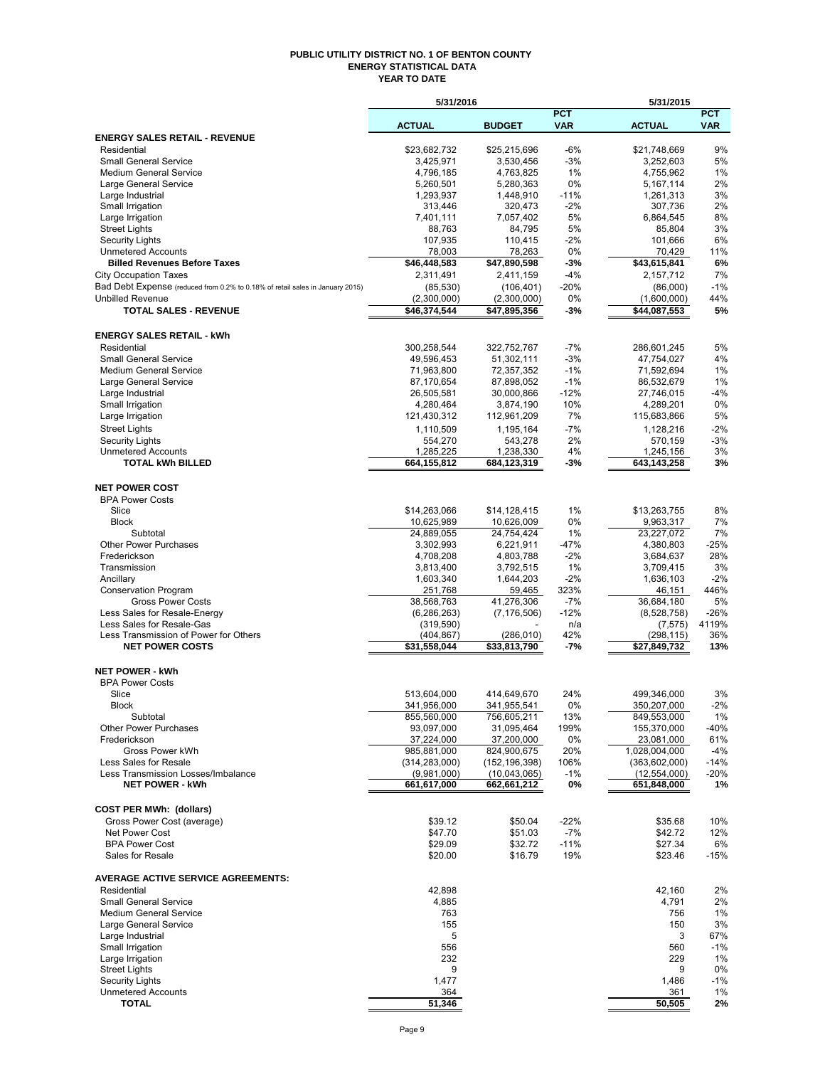# PUBLIC UTILITY DISTRICT NO. 1 OF BENTON COUNTY
## ENERGY STATISTICAL DATA
## YEAR TO DATE

| | 5/31/2016 | | | 5/31/2015 | |
|---|---|---|---|---|---|
| | ACTUAL | BUDGET | PCT VAR | ACTUAL | PCT VAR |
| **ENERGY SALES RETAIL - REVENUE** | | | | | |
| Residential | $23,682,732 | $25,215,696 | -6% | $21,748,669 | 9% |
| Small General Service | 3,425,971 | 3,530,456 | -3% | 3,252,603 | 5% |
| Medium General Service | 4,796,185 | 4,763,825 | 1% | 4,755,962 | 1% |
| Large General Service | 5,260,501 | 5,280,363 | 0% | 5,167,114 | 2% |
| Large Industrial | 1,293,937 | 1,448,910 | -11% | 1,261,313 | 3% |
| Small Irrigation | 313,446 | 320,473 | -2% | 307,736 | 2% |
| Large Irrigation | 7,401,111 | 7,057,402 | 5% | 6,864,545 | 8% |
| Street Lights | 88,763 | 84,795 | 5% | 85,804 | 3% |
| Security Lights | 107,935 | 110,415 | -2% | 101,666 | 6% |
| Unmetered Accounts | 78,003 | 78,263 | 0% | 70,429 | 11% |
| **Billed Revenues Before Taxes** | **$46,448,583** | **$47,890,598** | **-3%** | **$43,615,841** | **6%** |
| City Occupation Taxes | 2,311,491 | 2,411,159 | -4% | 2,157,712 | 7% |
| Bad Debt Expense (reduced from 0.2% to 0.18% of retail sales in January 2015) | (85,530) | (106,401) | -20% | (86,000) | -1% |
| Unbilled Revenue | (2,300,000) | (2,300,000) | 0% | (1,600,000) | 44% |
| **TOTAL SALES - REVENUE** | **$46,374,544** | **$47,895,356** | **-3%** | **$44,087,553** | **5%** |
| | | | | | |
| **ENERGY SALES RETAIL - kWh** | | | | | |
| Residential | 300,258,544 | 322,752,767 | -7% | 286,601,245 | 5% |
| Small General Service | 49,596,453 | 51,302,111 | -3% | 47,754,027 | 4% |
| Medium General Service | 71,963,800 | 72,357,352 | -1% | 71,592,694 | 1% |
| Large General Service | 87,170,654 | 87,898,052 | -1% | 86,532,679 | 1% |
| Large Industrial | 26,505,581 | 30,000,866 | -12% | 27,746,015 | -4% |
| Small Irrigation | 4,280,464 | 3,874,190 | 10% | 4,289,201 | 0% |
| Large Irrigation | 121,430,312 | 112,961,209 | 7% | 115,683,866 | 5% |
| Street Lights | 1,110,509 | 1,195,164 | -7% | 1,128,216 | -2% |
| Security Lights | 554,270 | 543,278 | 2% | 570,159 | -3% |
| Unmetered Accounts | 1,285,225 | 1,238,330 | 4% | 1,245,156 | 3% |
| **TOTAL kWh BILLED** | **664,155,812** | **684,123,319** | **-3%** | **643,143,258** | **3%** |
| | | | | | |
| **NET POWER COST** | | | | | |
| BPA Power Costs | | | | | |
| Slice | $14,263,066 | $14,128,415 | 1% | $13,263,755 | 8% |
| Block | 10,625,989 | 10,626,009 | 0% | 9,963,317 | 7% |
| Subtotal | 24,889,055 | 24,754,424 | 1% | 23,227,072 | 7% |
| Other Power Purchases | 3,302,993 | 6,221,911 | -47% | 4,380,803 | -25% |
| Frederickson | 4,708,208 | 4,803,788 | -2% | 3,684,637 | 28% |
| Transmission | 3,813,400 | 3,792,515 | 1% | 3,709,415 | 3% |
| Ancillary | 1,603,340 | 1,644,203 | -2% | 1,636,103 | -2% |
| Conservation Program | 251,768 | 59,465 | 323% | 46,151 | 446% |
| Gross Power Costs | 38,568,763 | 41,276,306 | -7% | 36,684,180 | 5% |
| Less Sales for Resale-Energy | (6,286,263) | (7,176,506) | -12% | (8,528,758) | -26% |
| Less Sales for Resale-Gas | (319,590) | - | n/a | (7,575) | 4119% |
| Less Transmission of Power for Others | (404,867) | (286,010) | 42% | (298,115) | 36% |
| **NET POWER COSTS** | **$31,558,044** | **$33,813,790** | **-7%** | **$27,849,732** | **13%** |
| | | | | | |
| **NET POWER - kWh** | | | | | |
| BPA Power Costs | | | | | |
| Slice | 513,604,000 | 414,649,670 | 24% | 499,346,000 | 3% |
| Block | 341,956,000 | 341,955,541 | 0% | 350,207,000 | -2% |
| Subtotal | 855,560,000 | 756,605,211 | 13% | 849,553,000 | 1% |
| Other Power Purchases | 93,097,000 | 31,095,464 | 199% | 155,370,000 | -40% |
| Frederickson | 37,224,000 | 37,200,000 | 0% | 23,081,000 | 61% |
| Gross Power kWh | 985,881,000 | 824,900,675 | 20% | 1,028,004,000 | -4% |
| Less Sales for Resale | (314,283,000) | (152,196,398) | 106% | (363,602,000) | -14% |
| Less Transmission Losses/Imbalance | (9,981,000) | (10,043,065) | -1% | (12,554,000) | -20% |
| **NET POWER - kWh** | **661,617,000** | **662,661,212** | **0%** | **651,848,000** | **1%** |
| | | | | | |
| **COST PER MWh: (dollars)** | | | | | |
| Gross Power Cost (average) | $39.12 | $50.04 | -22% | $35.68 | 10% |
| Net Power Cost | $47.70 | $51.03 | -7% | $42.72 | 12% |
| BPA Power Cost | $29.09 | $32.72 | -11% | $27.34 | 6% |
| Sales for Resale | $20.00 | $16.79 | 19% | $23.46 | -15% |
| | | | | | |
| **AVERAGE ACTIVE SERVICE AGREEMENTS:** | | | | | |
| Residential | 42,898 | | | 42,160 | 2% |
| Small General Service | 4,885 | | | 4,791 | 2% |
| Medium General Service | 763 | | | 756 | 1% |
| Large General Service | 155 | | | 150 | 3% |
| Large Industrial | 5 | | | 3 | 67% |
| Small Irrigation | 556 | | | 560 | -1% |
| Large Irrigation | 232 | | | 229 | 1% |
| Street Lights | 9 | | | 9 | 0% |
| Security Lights | 1,477 | | | 1,486 | -1% |
| Unmetered Accounts | 364 | | | 361 | 1% |
| **TOTAL** | **51,346** | | | **50,505** | **2%** |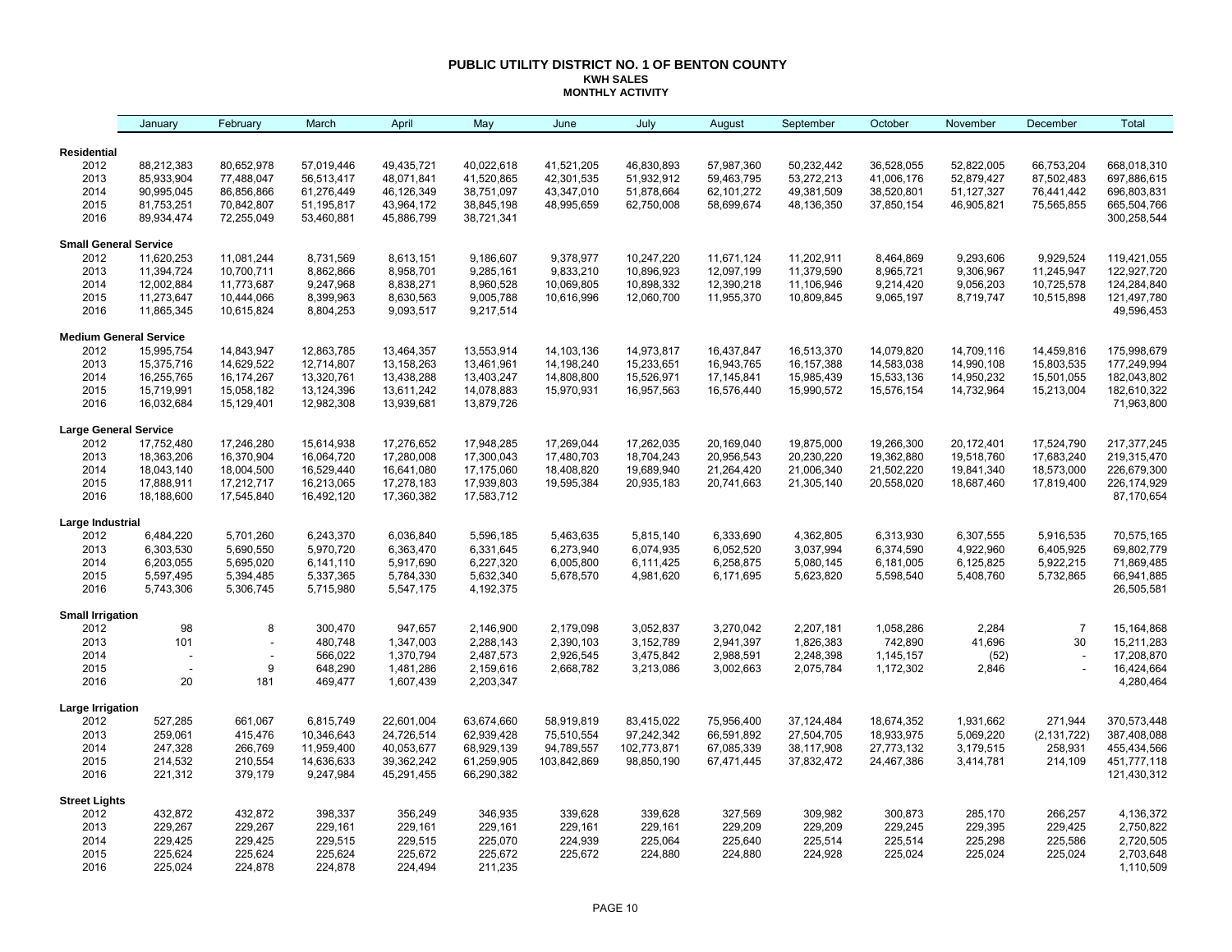# PUBLIC UTILITY DISTRICT NO. 1 OF BENTON COUNTY

## KWH SALES

### MONTHLY ACTIVITY

| | January | February | March | April | May | June | July | August | September | October | November | December | Total |
|---|---|---|---|---|---|---|---|---|---|---|---|---|---|
| **Residential** | | | | | | | | | | | | | |
| 2012 | 88,212,383 | 80,652,978 | 57,019,446 | 49,435,721 | 40,022,618 | 41,521,205 | 46,830,893 | 57,987,360 | 50,232,442 | 36,528,055 | 52,822,005 | 66,753,204 | 668,018,310 |
| 2013 | 85,933,904 | 77,488,047 | 56,513,417 | 48,071,841 | 41,520,865 | 42,301,535 | 51,932,912 | 59,463,795 | 53,272,213 | 41,006,176 | 52,879,427 | 87,502,483 | 697,886,615 |
| 2014 | 90,995,045 | 86,856,866 | 61,276,449 | 46,126,349 | 38,751,097 | 43,347,010 | 51,878,664 | 62,101,272 | 49,381,509 | 38,520,801 | 51,127,327 | 76,441,442 | 696,803,831 |
| 2015 | 81,753,251 | 70,842,807 | 51,195,817 | 43,964,172 | 38,845,198 | 48,995,659 | 62,750,008 | 58,699,674 | 48,136,350 | 37,850,154 | 46,905,821 | 75,565,855 | 665,504,766 |
| 2016 | 89,934,474 | 72,255,049 | 53,460,881 | 45,886,799 | 38,721,341 | | | | | | | | 300,258,544 |
| **Small General Service** | | | | | | | | | | | | | |
| 2012 | 11,620,253 | 11,081,244 | 8,731,569 | 8,613,151 | 9,186,607 | 9,378,977 | 10,247,220 | 11,671,124 | 11,202,911 | 8,464,869 | 9,293,606 | 9,929,524 | 119,421,055 |
| 2013 | 11,394,724 | 10,700,711 | 8,862,866 | 8,958,701 | 9,285,161 | 9,833,210 | 10,896,923 | 12,097,199 | 11,379,590 | 8,965,721 | 9,306,967 | 11,245,947 | 122,927,720 |
| 2014 | 12,002,884 | 11,773,687 | 9,247,968 | 8,838,271 | 8,960,528 | 10,069,805 | 10,898,332 | 12,390,218 | 11,106,946 | 9,214,420 | 9,056,203 | 10,725,578 | 124,284,840 |
| 2015 | 11,273,647 | 10,444,066 | 8,399,963 | 8,630,563 | 9,005,788 | 10,616,996 | 12,060,700 | 11,955,370 | 10,809,845 | 9,065,197 | 8,719,747 | 10,515,898 | 121,497,780 |
| 2016 | 11,865,345 | 10,615,824 | 8,804,253 | 9,093,517 | 9,217,514 | | | | | | | | 49,596,453 |
| **Medium General Service** | | | | | | | | | | | | | |
| 2012 | 15,995,754 | 14,843,947 | 12,863,785 | 13,464,357 | 13,553,914 | 14,103,136 | 14,973,817 | 16,437,847 | 16,513,370 | 14,079,820 | 14,709,116 | 14,459,816 | 175,998,679 |
| 2013 | 15,375,716 | 14,629,522 | 12,714,807 | 13,158,263 | 13,461,961 | 14,198,240 | 15,233,651 | 16,943,765 | 16,157,388 | 14,583,038 | 14,990,108 | 15,803,535 | 177,249,994 |
| 2014 | 16,255,765 | 16,174,267 | 13,320,761 | 13,438,288 | 13,403,247 | 14,808,800 | 15,526,971 | 17,145,841 | 15,985,439 | 15,533,136 | 14,950,232 | 15,501,055 | 182,043,802 |
| 2015 | 15,719,991 | 15,058,182 | 13,124,396 | 13,611,242 | 14,078,883 | 15,970,931 | 16,957,563 | 16,576,440 | 15,990,572 | 15,576,154 | 14,732,964 | 15,213,004 | 182,610,322 |
| 2016 | 16,032,684 | 15,129,401 | 12,982,308 | 13,939,681 | 13,879,726 | | | | | | | | 71,963,800 |
| **Large General Service** | | | | | | | | | | | | | |
| 2012 | 17,752,480 | 17,246,280 | 15,614,938 | 17,276,652 | 17,948,285 | 17,269,044 | 17,262,035 | 20,169,040 | 19,875,000 | 19,266,300 | 20,172,401 | 17,524,790 | 217,377,245 |
| 2013 | 18,363,206 | 16,370,904 | 16,064,720 | 17,280,008 | 17,300,043 | 17,480,703 | 18,704,243 | 20,956,543 | 20,230,220 | 19,362,880 | 19,518,760 | 17,683,240 | 219,315,470 |
| 2014 | 18,043,140 | 18,004,500 | 16,529,440 | 16,641,080 | 17,175,060 | 18,408,820 | 19,689,940 | 21,264,420 | 21,006,340 | 21,502,220 | 19,841,340 | 18,573,000 | 226,679,300 |
| 2015 | 17,888,911 | 17,212,717 | 16,213,065 | 17,278,183 | 17,939,803 | 19,595,384 | 20,935,183 | 20,741,663 | 21,305,140 | 20,558,020 | 18,687,460 | 17,819,400 | 226,174,929 |
| 2016 | 18,188,600 | 17,545,840 | 16,492,120 | 17,360,382 | 17,583,712 | | | | | | | | 87,170,654 |
| **Large Industrial** | | | | | | | | | | | | | |
| 2012 | 6,484,220 | 5,701,260 | 6,243,370 | 6,036,840 | 5,596,185 | 5,463,635 | 5,815,140 | 6,333,690 | 4,362,805 | 6,313,930 | 6,307,555 | 5,916,535 | 70,575,165 |
| 2013 | 6,303,530 | 5,690,550 | 5,970,720 | 6,363,470 | 6,331,645 | 6,273,940 | 6,074,935 | 6,052,520 | 3,037,994 | 6,374,590 | 4,922,960 | 6,405,925 | 69,802,779 |
| 2014 | 6,203,055 | 5,695,020 | 6,141,110 | 5,917,690 | 6,227,320 | 6,005,800 | 6,111,425 | 6,258,875 | 5,080,145 | 6,181,005 | 6,125,825 | 5,922,215 | 71,869,485 |
| 2015 | 5,597,495 | 5,394,485 | 5,337,365 | 5,784,330 | 5,632,340 | 5,678,570 | 4,981,620 | 6,171,695 | 5,623,820 | 5,598,540 | 5,408,760 | 5,732,865 | 66,941,885 |
| 2016 | 5,743,306 | 5,306,745 | 5,715,980 | 5,547,175 | 4,192,375 | | | | | | | | 26,505,581 |
| **Small Irrigation** | | | | | | | | | | | | | |
| 2012 | 98 | 8 | 300,470 | 947,657 | 2,146,900 | 2,179,098 | 3,052,837 | 3,270,042 | 2,207,181 | 1,058,286 | 2,284 | 7 | 15,164,868 |
| 2013 | 101 | - | 480,748 | 1,347,003 | 2,288,143 | 2,390,103 | 3,152,789 | 2,941,397 | 1,826,383 | 742,890 | 41,696 | 30 | 15,211,283 |
| 2014 | - | - | 566,022 | 1,370,794 | 2,487,573 | 2,926,545 | 3,475,842 | 2,988,591 | 2,248,398 | 1,145,157 | (52) | - | 17,208,870 |
| 2015 | - | 9 | 648,290 | 1,481,286 | 2,159,616 | 2,668,782 | 3,213,086 | 3,002,663 | 2,075,784 | 1,172,302 | 2,846 | - | 16,424,664 |
| 2016 | 20 | 181 | 469,477 | 1,607,439 | 2,203,347 | | | | | | | | 4,280,464 |
| **Large Irrigation** | | | | | | | | | | | | | |
| 2012 | 527,285 | 661,067 | 6,815,749 | 22,601,004 | 63,674,660 | 58,919,819 | 83,415,022 | 75,956,400 | 37,124,484 | 18,674,352 | 1,931,662 | 271,944 | 370,573,448 |
| 2013 | 259,061 | 415,476 | 10,346,643 | 24,726,514 | 62,939,428 | 75,510,554 | 97,242,342 | 66,591,892 | 27,504,705 | 18,933,975 | 5,069,220 | (2,131,722) | 387,408,088 |
| 2014 | 247,328 | 266,769 | 11,959,400 | 40,053,677 | 68,929,139 | 94,789,557 | 102,773,871 | 67,085,339 | 38,117,908 | 27,773,132 | 3,179,515 | 258,931 | 455,434,566 |
| 2015 | 214,532 | 210,554 | 14,636,633 | 39,362,242 | 61,259,905 | 103,842,869 | 98,850,190 | 67,471,445 | 37,832,472 | 24,467,386 | 3,414,781 | 214,109 | 451,777,118 |
| 2016 | 221,312 | 379,179 | 9,247,984 | 45,291,455 | 66,290,382 | | | | | | | | 121,430,312 |
| **Street Lights** | | | | | | | | | | | | | |
| 2012 | 432,872 | 432,872 | 398,337 | 356,249 | 346,935 | 339,628 | 339,628 | 327,569 | 309,982 | 300,873 | 285,170 | 266,257 | 4,136,372 |
| 2013 | 229,267 | 229,267 | 229,161 | 229,161 | 229,161 | 229,161 | 229,161 | 229,209 | 229,209 | 229,245 | 229,395 | 229,425 | 2,750,822 |
| 2014 | 229,425 | 229,425 | 229,515 | 229,515 | 225,070 | 224,939 | 225,064 | 225,640 | 225,514 | 225,514 | 225,298 | 225,586 | 2,720,505 |
| 2015 | 225,624 | 225,624 | 225,624 | 225,672 | 225,672 | 225,672 | 224,880 | 224,880 | 224,928 | 225,024 | 225,024 | 225,024 | 2,703,648 |
| 2016 | 225,024 | 224,878 | 224,878 | 224,494 | 211,235 | | | | | | | | 1,110,509 |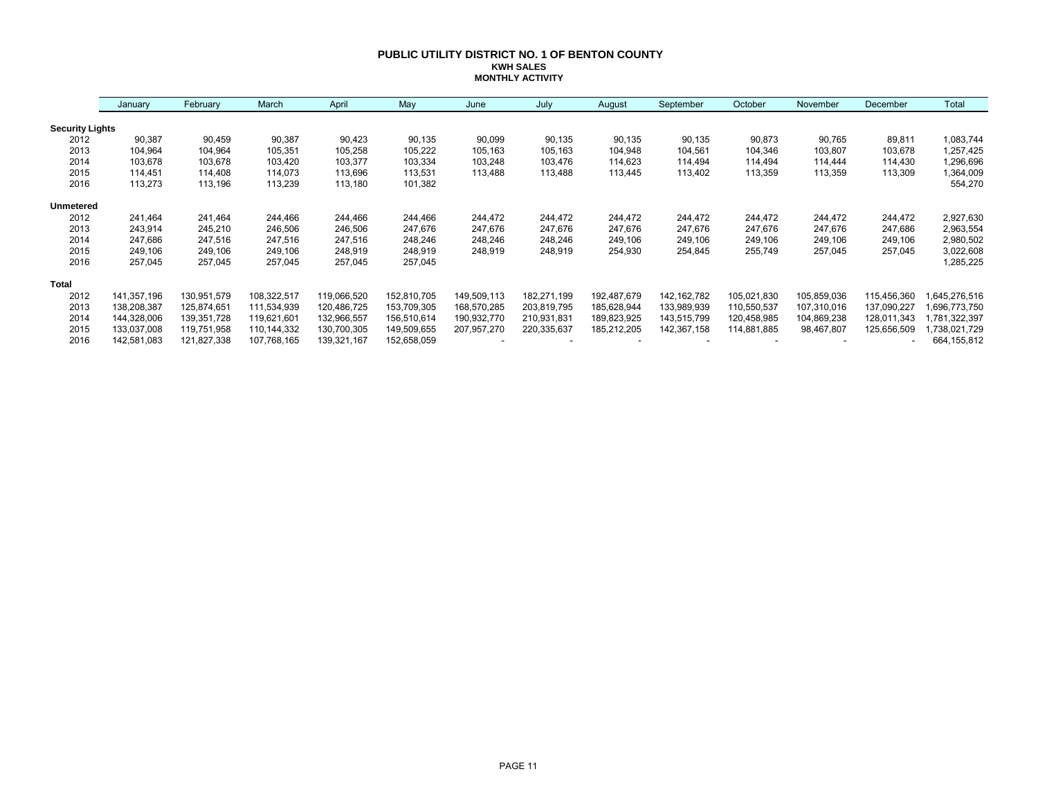# PUBLIC UTILITY DISTRICT NO. 1 OF BENTON COUNTY

## KWH SALES

## MONTHLY ACTIVITY

| | January | February | March | April | May | June | July | August | September | October | November | December | Total |
|---|---|---|---|---|---|---|---|---|---|---|---|---|---|
| **Security Lights** | | | | | | | | | | | | | |
| 2012 | 90,387 | 90,459 | 90,387 | 90,423 | 90,135 | 90,099 | 90,135 | 90,135 | 90,135 | 90,873 | 90,765 | 89,811 | 1,083,744 |
| 2013 | 104,964 | 104,964 | 105,351 | 105,258 | 105,222 | 105,163 | 105,163 | 104,948 | 104,561 | 104,346 | 103,807 | 103,678 | 1,257,425 |
| 2014 | 103,678 | 103,678 | 103,420 | 103,377 | 103,334 | 103,248 | 103,476 | 114,623 | 114,494 | 114,494 | 114,444 | 114,430 | 1,296,696 |
| 2015 | 114,451 | 114,408 | 114,073 | 113,696 | 113,531 | 113,488 | 113,488 | 113,445 | 113,402 | 113,359 | 113,359 | 113,309 | 1,364,009 |
| 2016 | 113,273 | 113,196 | 113,239 | 113,180 | 101,382 | | | | | | | | 554,270 |
| **Unmetered** | | | | | | | | | | | | | |
| 2012 | 241,464 | 241,464 | 244,466 | 244,466 | 244,466 | 244,472 | 244,472 | 244,472 | 244,472 | 244,472 | 244,472 | 244,472 | 2,927,630 |
| 2013 | 243,914 | 245,210 | 246,506 | 246,506 | 247,676 | 247,676 | 247,676 | 247,676 | 247,676 | 247,676 | 247,676 | 247,686 | 2,963,554 |
| 2014 | 247,686 | 247,516 | 247,516 | 247,516 | 248,246 | 248,246 | 248,246 | 249,106 | 249,106 | 249,106 | 249,106 | 249,106 | 2,980,502 |
| 2015 | 249,106 | 249,106 | 249,106 | 248,919 | 248,919 | 248,919 | 248,919 | 254,930 | 254,845 | 255,749 | 257,045 | 257,045 | 3,022,608 |
| 2016 | 257,045 | 257,045 | 257,045 | 257,045 | 257,045 | | | | | | | | 1,285,225 |
| **Total** | | | | | | | | | | | | | |
| 2012 | 141,357,196 | 130,951,579 | 108,322,517 | 119,066,520 | 152,810,705 | 149,509,113 | 182,271,199 | 192,487,679 | 142,162,782 | 105,021,830 | 105,859,036 | 115,456,360 | 1,645,276,516 |
| 2013 | 138,208,387 | 125,874,651 | 111,534,939 | 120,486,725 | 153,709,305 | 168,570,285 | 203,819,795 | 185,628,944 | 133,989,939 | 110,550,537 | 107,310,016 | 137,090,227 | 1,696,773,750 |
| 2014 | 144,328,006 | 139,351,728 | 119,621,601 | 132,966,557 | 156,510,614 | 190,932,770 | 210,931,831 | 189,823,925 | 143,515,799 | 120,458,985 | 104,869,238 | 128,011,343 | 1,781,322,397 |
| 2015 | 133,037,008 | 119,751,958 | 110,144,332 | 130,700,305 | 149,509,655 | 207,957,270 | 220,335,637 | 185,212,205 | 142,367,158 | 114,881,885 | 98,467,807 | 125,656,509 | 1,738,021,729 |
| 2016 | 142,581,083 | 121,827,338 | 107,768,165 | 139,321,167 | 152,658,059 | - | - | - | - | - | - | - | 664,155,812 |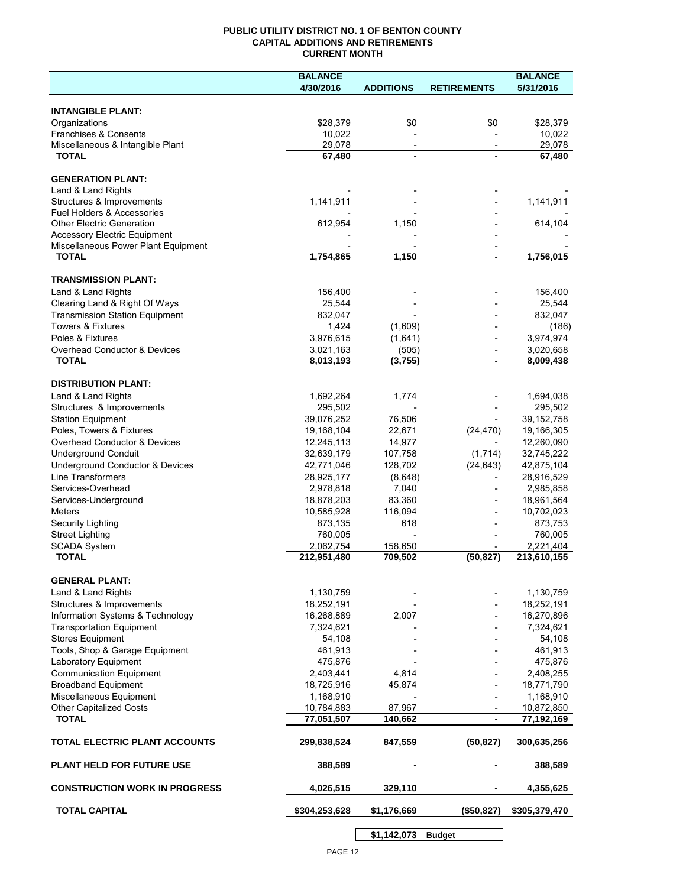**PUBLIC UTILITY DISTRICT NO. 1 OF BENTON COUNTY**
**CAPITAL ADDITIONS AND RETIREMENTS**
**CURRENT MONTH**

| | BALANCE 4/30/2016 | ADDITIONS | RETIREMENTS | BALANCE 5/31/2016 |
|---|---|---|---|---|
| **INTANGIBLE PLANT:** | | | | |
| Organizations | $28,379 | $0 | $0 | $28,379 |
| Franchises & Consents | 10,022 | - | - | 10,022 |
| Miscellaneous & Intangible Plant | 29,078 | - | - | 29,078 |
| **TOTAL** | **67,480** | **-** | **-** | **67,480** |
| **GENERATION PLANT:** | | | | |
| Land & Land Rights | - | - | - | - |
| Structures & Improvements | 1,141,911 | - | - | 1,141,911 |
| Fuel Holders & Accessories | - | - | - | - |
| Other Electric Generation | 612,954 | 1,150 | - | 614,104 |
| Accessory Electric Equipment | - | - | - | - |
| Miscellaneous Power Plant Equipment | - | - | - | - |
| **TOTAL** | **1,754,865** | **1,150** | **-** | **1,756,015** |
| **TRANSMISSION PLANT:** | | | | |
| Land & Land Rights | 156,400 | - | - | 156,400 |
| Clearing Land & Right Of Ways | 25,544 | - | - | 25,544 |
| Transmission Station Equipment | 832,047 | - | - | 832,047 |
| Towers & Fixtures | 1,424 | (1,609) | - | (186) |
| Poles & Fixtures | 3,976,615 | (1,641) | - | 3,974,974 |
| Overhead Conductor & Devices | 3,021,163 | (505) | - | 3,020,658 |
| **TOTAL** | **8,013,193** | **(3,755)** | **-** | **8,009,438** |
| **DISTRIBUTION PLANT:** | | | | |
| Land & Land Rights | 1,692,264 | 1,774 | - | 1,694,038 |
| Structures & Improvements | 295,502 | - | - | 295,502 |
| Station Equipment | 39,076,252 | 76,506 | - | 39,152,758 |
| Poles, Towers & Fixtures | 19,168,104 | 22,671 | (24,470) | 19,166,305 |
| Overhead Conductor & Devices | 12,245,113 | 14,977 | - | 12,260,090 |
| Underground Conduit | 32,639,179 | 107,758 | (1,714) | 32,745,222 |
| Underground Conductor & Devices | 42,771,046 | 128,702 | (24,643) | 42,875,104 |
| Line Transformers | 28,925,177 | (8,648) | - | 28,916,529 |
| Services-Overhead | 2,978,818 | 7,040 | - | 2,985,858 |
| Services-Underground | 18,878,203 | 83,360 | - | 18,961,564 |
| Meters | 10,585,928 | 116,094 | - | 10,702,023 |
| Security Lighting | 873,135 | 618 | - | 873,753 |
| Street Lighting | 760,005 | - | - | 760,005 |
| SCADA System | 2,062,754 | 158,650 | - | 2,221,404 |
| **TOTAL** | **212,951,480** | **709,502** | **(50,827)** | **213,610,155** |
| **GENERAL PLANT:** | | | | |
| Land & Land Rights | 1,130,759 | - | - | 1,130,759 |
| Structures & Improvements | 18,252,191 | - | - | 18,252,191 |
| Information Systems & Technology | 16,268,889 | 2,007 | - | 16,270,896 |
| Transportation Equipment | 7,324,621 | - | - | 7,324,621 |
| Stores Equipment | 54,108 | - | - | 54,108 |
| Tools, Shop & Garage Equipment | 461,913 | - | - | 461,913 |
| Laboratory Equipment | 475,876 | - | - | 475,876 |
| Communication Equipment | 2,403,441 | 4,814 | - | 2,408,255 |
| Broadband Equipment | 18,725,916 | 45,874 | - | 18,771,790 |
| Miscellaneous Equipment | 1,168,910 | - | - | 1,168,910 |
| Other Capitalized Costs | 10,784,883 | 87,967 | - | 10,872,850 |
| **TOTAL** | **77,051,507** | **140,662** | **-** | **77,192,169** |
| **TOTAL ELECTRIC PLANT ACCOUNTS** | **299,838,524** | **847,559** | **(50,827)** | **300,635,256** |
| **PLANT HELD FOR FUTURE USE** | **388,589** | **-** | **-** | **388,589** |
| **CONSTRUCTION WORK IN PROGRESS** | **4,026,515** | **329,110** | **-** | **4,355,625** |
| **TOTAL CAPITAL** | **$304,253,628** | **$1,176,669** | **($50,827)** | **$305,379,470** |

| | |
|---|---|
| **$1,142,073** | **Budget** |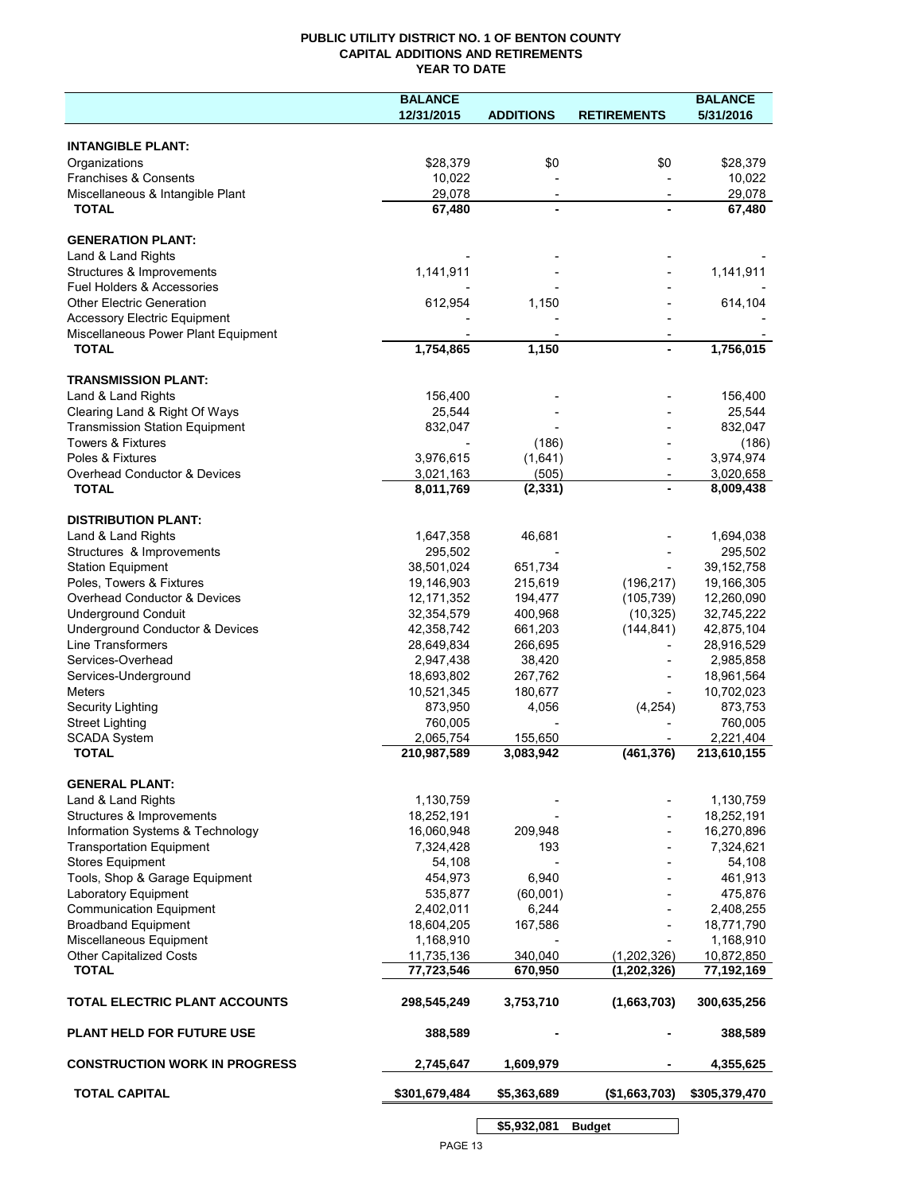# PUBLIC UTILITY DISTRICT NO. 1 OF BENTON COUNTY
## CAPITAL ADDITIONS AND RETIREMENTS
## YEAR TO DATE

| | BALANCE 12/31/2015 | ADDITIONS | RETIREMENTS | BALANCE 5/31/2016 |
|---|---|---|---|---|
| **INTANGIBLE PLANT:** | | | | |
| Organizations | $28,379 | $0 | $0 | $28,379 |
| Franchises & Consents | 10,022 | - | - | 10,022 |
| Miscellaneous & Intangible Plant | 29,078 | - | - | 29,078 |
| **TOTAL** | **67,480** | **-** | **-** | **67,480** |
| **GENERATION PLANT:** | | | | |
| Land & Land Rights | - | - | - | - |
| Structures & Improvements | 1,141,911 | - | - | 1,141,911 |
| Fuel Holders & Accessories | - | - | - | - |
| Other Electric Generation | 612,954 | 1,150 | - | 614,104 |
| Accessory Electric Equipment | - | - | - | - |
| Miscellaneous Power Plant Equipment | - | - | - | - |
| **TOTAL** | **1,754,865** | **1,150** | **-** | **1,756,015** |
| **TRANSMISSION PLANT:** | | | | |
| Land & Land Rights | 156,400 | - | - | 156,400 |
| Clearing Land & Right Of Ways | 25,544 | - | - | 25,544 |
| Transmission Station Equipment | 832,047 | - | - | 832,047 |
| Towers & Fixtures | - | (186) | - | (186) |
| Poles & Fixtures | 3,976,615 | (1,641) | - | 3,974,974 |
| Overhead Conductor & Devices | 3,021,163 | (505) | - | 3,020,658 |
| **TOTAL** | **8,011,769** | **(2,331)** | **-** | **8,009,438** |
| **DISTRIBUTION PLANT:** | | | | |
| Land & Land Rights | 1,647,358 | 46,681 | - | 1,694,038 |
| Structures & Improvements | 295,502 | - | - | 295,502 |
| Station Equipment | 38,501,024 | 651,734 | - | 39,152,758 |
| Poles, Towers & Fixtures | 19,146,903 | 215,619 | (196,217) | 19,166,305 |
| Overhead Conductor & Devices | 12,171,352 | 194,477 | (105,739) | 12,260,090 |
| Underground Conduit | 32,354,579 | 400,968 | (10,325) | 32,745,222 |
| Underground Conductor & Devices | 42,358,742 | 661,203 | (144,841) | 42,875,104 |
| Line Transformers | 28,649,834 | 266,695 | - | 28,916,529 |
| Services-Overhead | 2,947,438 | 38,420 | - | 2,985,858 |
| Services-Underground | 18,693,802 | 267,762 | - | 18,961,564 |
| Meters | 10,521,345 | 180,677 | - | 10,702,023 |
| Security Lighting | 873,950 | 4,056 | (4,254) | 873,753 |
| Street Lighting | 760,005 | - | - | 760,005 |
| SCADA System | 2,065,754 | 155,650 | - | 2,221,404 |
| **TOTAL** | **210,987,589** | **3,083,942** | **(461,376)** | **213,610,155** |
| **GENERAL PLANT:** | | | | |
| Land & Land Rights | 1,130,759 | - | - | 1,130,759 |
| Structures & Improvements | 18,252,191 | - | - | 18,252,191 |
| Information Systems & Technology | 16,060,948 | 209,948 | - | 16,270,896 |
| Transportation Equipment | 7,324,428 | 193 | - | 7,324,621 |
| Stores Equipment | 54,108 | - | - | 54,108 |
| Tools, Shop & Garage Equipment | 454,973 | 6,940 | - | 461,913 |
| Laboratory Equipment | 535,877 | (60,001) | - | 475,876 |
| Communication Equipment | 2,402,011 | 6,244 | - | 2,408,255 |
| Broadband Equipment | 18,604,205 | 167,586 | - | 18,771,790 |
| Miscellaneous Equipment | 1,168,910 | - | - | 1,168,910 |
| Other Capitalized Costs | 11,735,136 | 340,040 | (1,202,326) | 10,872,850 |
| **TOTAL** | **77,723,546** | **670,950** | **(1,202,326)** | **77,192,169** |
| **TOTAL ELECTRIC PLANT ACCOUNTS** | **298,545,249** | **3,753,710** | **(1,663,703)** | **300,635,256** |
| **PLANT HELD FOR FUTURE USE** | **388,589** | **-** | **-** | **388,589** |
| **CONSTRUCTION WORK IN PROGRESS** | **2,745,647** | **1,609,979** | **-** | **4,355,625** |
| **TOTAL CAPITAL** | **$301,679,484** | **$5,363,689** | **($1,663,703)** | **$305,379,470** |
| | | **$5,932,081** | **Budget** | |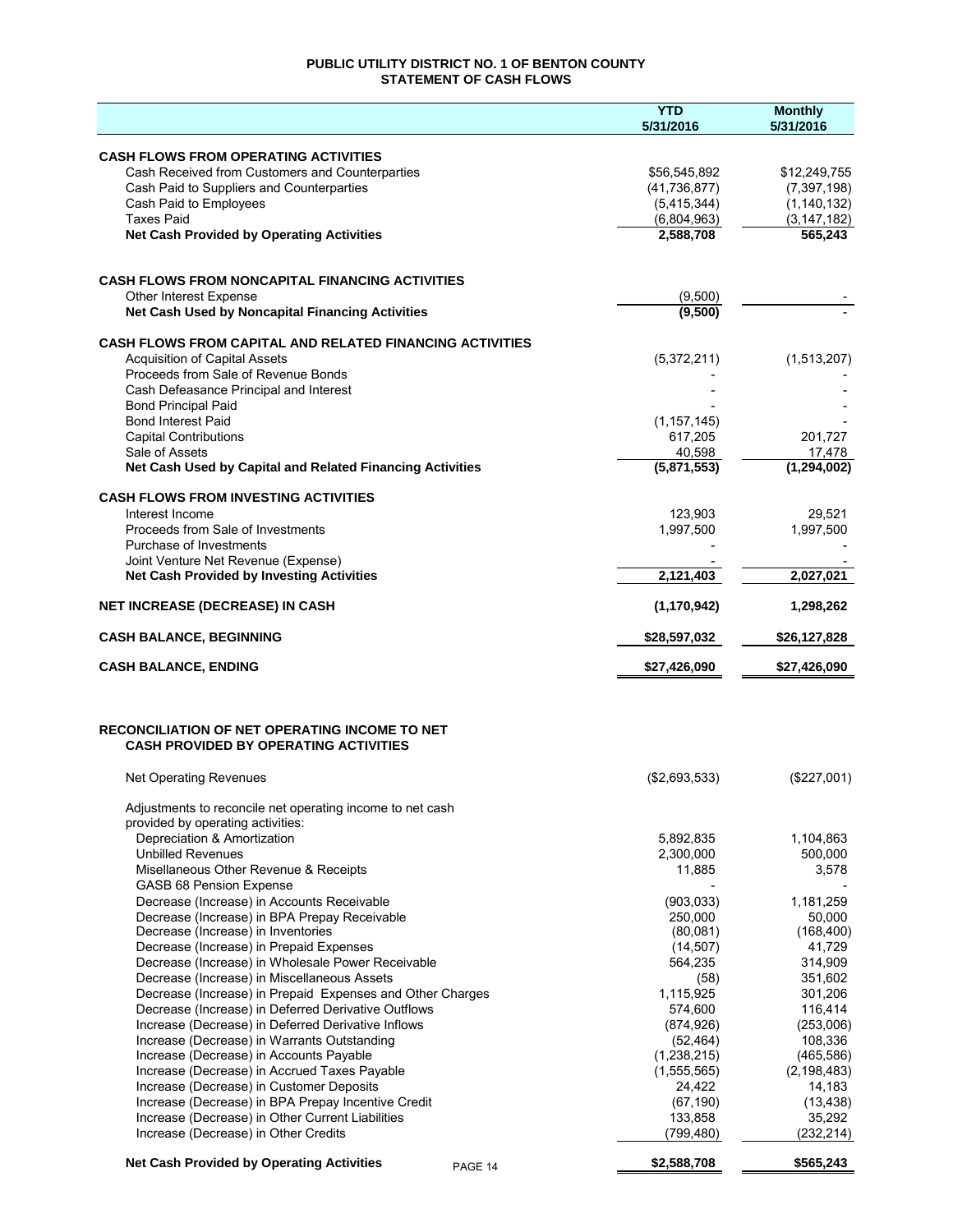# PUBLIC UTILITY DISTRICT NO. 1 OF BENTON COUNTY
## STATEMENT OF CASH FLOWS

| | YTD 5/31/2016 | Monthly 5/31/2016 |
|---|---|---|
| **CASH FLOWS FROM OPERATING ACTIVITIES** | | |
| Cash Received from Customers and Counterparties | \$56,545,892 | \$12,249,755 |
| Cash Paid to Suppliers and Counterparties | (41,736,877) | (7,397,198) |
| Cash Paid to Employees | (5,415,344) | (1,140,132) |
| Taxes Paid | (6,804,963) | (3,147,182) |
| **Net Cash Provided by Operating Activities** | **2,588,708** | **565,243** |
| | | |
| **CASH FLOWS FROM NONCAPITAL FINANCING ACTIVITIES** | | |
| Other Interest Expense | (9,500) | - |
| **Net Cash Used by Noncapital Financing Activities** | **(9,500)** | - |
| | | |
| **CASH FLOWS FROM CAPITAL AND RELATED FINANCING ACTIVITIES** | | |
| Acquisition of Capital Assets | (5,372,211) | (1,513,207) |
| Proceeds from Sale of Revenue Bonds | - | - |
| Cash Defeasance Principal and Interest | - | - |
| Bond Principal Paid | - | - |
| Bond Interest Paid | (1,157,145) | - |
| Capital Contributions | 617,205 | 201,727 |
| Sale of Assets | 40,598 | 17,478 |
| **Net Cash Used by Capital and Related Financing Activities** | **(5,871,553)** | **(1,294,002)** |
| | | |
| **CASH FLOWS FROM INVESTING ACTIVITIES** | | |
| Interest Income | 123,903 | 29,521 |
| Proceeds from Sale of Investments | 1,997,500 | 1,997,500 |
| Purchase of Investments | - | - |
| Joint Venture Net Revenue (Expense) | - | - |
| **Net Cash Provided by Investing Activities** | **2,121,403** | **2,027,021** |
| | | |
| **NET INCREASE (DECREASE) IN CASH** | **(1,170,942)** | **1,298,262** |
| | | |
| **CASH BALANCE, BEGINNING** | **\$28,597,032** | **\$26,127,828** |
| | | |
| **CASH BALANCE, ENDING** | **\$27,426,090** | **\$27,426,090** |

## RECONCILIATION OF NET OPERATING INCOME TO NET CASH PROVIDED BY OPERATING ACTIVITIES

| | YTD 5/31/2016 | Monthly 5/31/2016 |
|---|---|---|
| Net Operating Revenues | (\$2,693,533) | (\$227,001) |
| Adjustments to reconcile net operating income to net cash provided by operating activities: | | |
| Depreciation & Amortization | 5,892,835 | 1,104,863 |
| Unbilled Revenues | 2,300,000 | 500,000 |
| Misellaneous Other Revenue & Receipts | 11,885 | 3,578 |
| GASB 68 Pension Expense | - | - |
| Decrease (Increase) in Accounts Receivable | (903,033) | 1,181,259 |
| Decrease (Increase) in BPA Prepay Receivable | 250,000 | 50,000 |
| Decrease (Increase) in Inventories | (80,081) | (168,400) |
| Decrease (Increase) in Prepaid Expenses | (14,507) | 41,729 |
| Decrease (Increase) in Wholesale Power Receivable | 564,235 | 314,909 |
| Decrease (Increase) in Miscellaneous Assets | (58) | 351,602 |
| Decrease (Increase) in Prepaid Expenses and Other Charges | 1,115,925 | 301,206 |
| Decrease (Increase) in Deferred Derivative Outflows | 574,600 | 116,414 |
| Increase (Decrease) in Deferred Derivative Inflows | (874,926) | (253,006) |
| Increase (Decrease) in Warrants Outstanding | (52,464) | 108,336 |
| Increase (Decrease) in Accounts Payable | (1,238,215) | (465,586) |
| Increase (Decrease) in Accrued Taxes Payable | (1,555,565) | (2,198,483) |
| Increase (Decrease) in Customer Deposits | 24,422 | 14,183 |
| Increase (Decrease) in BPA Prepay Incentive Credit | (67,190) | (13,438) |
| Increase (Decrease) in Other Current Liabilities | 133,858 | 35,292 |
| Increase (Decrease) in Other Credits | (799,480) | (232,214) |
| **Net Cash Provided by Operating Activities** | **\$2,588,708** | **\$565,243** |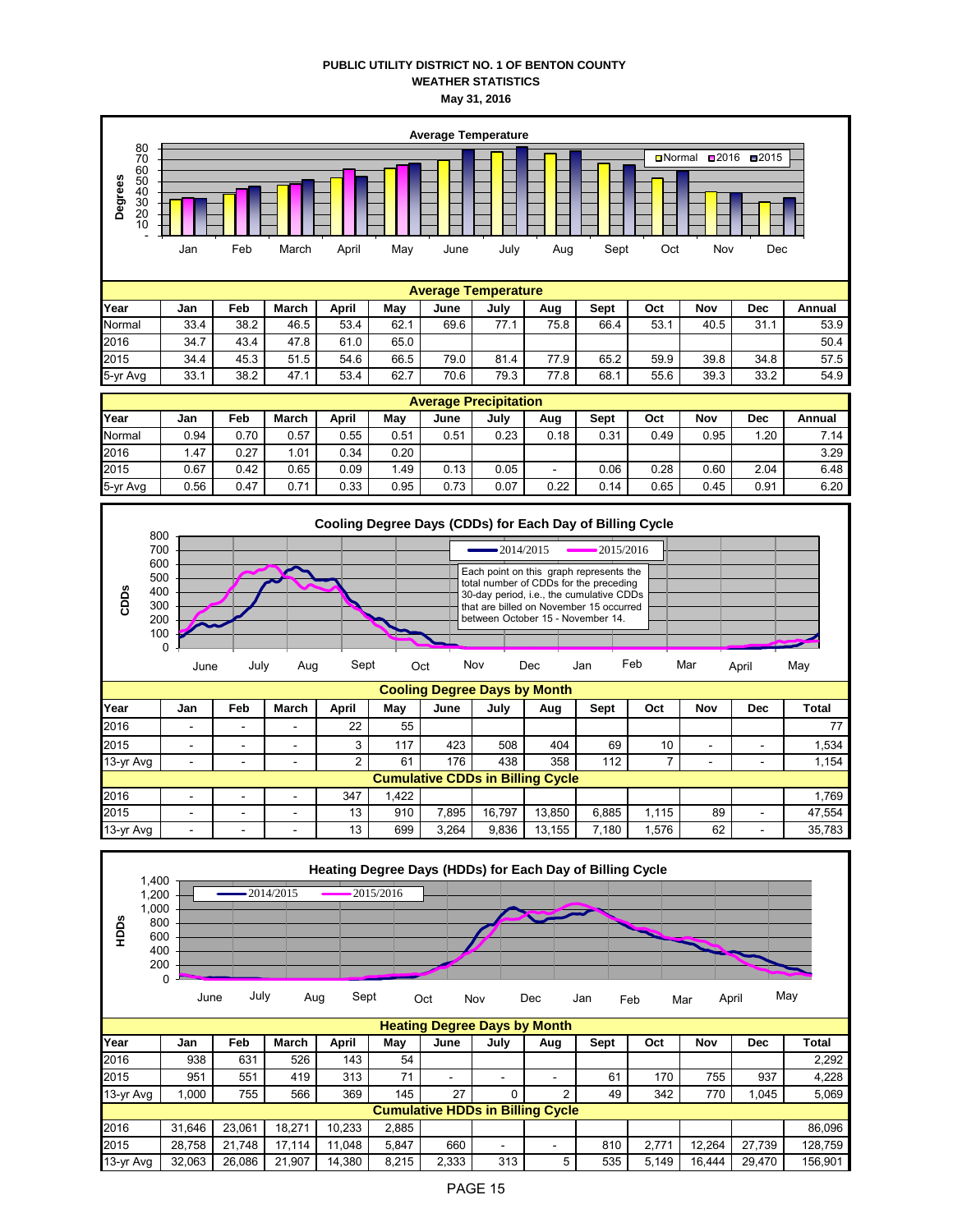**PUBLIC UTILITY DISTRICT NO. 1 OF BENTON COUNTY**
**WEATHER STATISTICS**
**May 31, 2016**

**Average Temperature**

| Year | Jan | Feb | March | April | May | June | July | Aug | Sept | Oct | Nov | Dec | Annual |
|---|---|---|---|---|---|---|---|---|---|---|---|---|---|
| Normal | 33.4 | 38.2 | 46.5 | 53.4 | 62.1 | 69.6 | 77.1 | 75.8 | 66.4 | 53.1 | 40.5 | 31.1 | 53.9 |
| 2016 | 34.7 | 43.4 | 47.8 | 61.0 | 65.0 | | | | | | | | 50.4 |
| 2015 | 34.4 | 45.3 | 51.5 | 54.6 | 66.5 | 79.0 | 81.4 | 77.9 | 65.2 | 59.9 | 39.8 | 34.8 | 57.5 |
| 5-yr Avg | 33.1 | 38.2 | 47.1 | 53.4 | 62.7 | 70.6 | 79.3 | 77.8 | 68.1 | 55.6 | 39.3 | 33.2 | 54.9 |

**Average Precipitation**

| Year | Jan | Feb | March | April | May | June | July | Aug | Sept | Oct | Nov | Dec | Annual |
|---|---|---|---|---|---|---|---|---|---|---|---|---|---|
| Normal | 0.94 | 0.70 | 0.57 | 0.55 | 0.51 | 0.51 | 0.23 | 0.18 | 0.31 | 0.49 | 0.95 | 1.20 | 7.14 |
| 2016 | 1.47 | 0.27 | 1.01 | 0.34 | 0.20 | | | | | | | | 3.29 |
| 2015 | 0.67 | 0.42 | 0.65 | 0.09 | 1.49 | 0.13 | 0.05 | - | 0.06 | 0.28 | 0.60 | 2.04 | 6.48 |
| 5-yr Avg | 0.56 | 0.47 | 0.71 | 0.33 | 0.95 | 0.73 | 0.07 | 0.22 | 0.14 | 0.65 | 0.45 | 0.91 | 6.20 |

**Cooling Degree Days (CDDs) for Each Day of Billing Cycle**

Each point on this graph represents the total number of CDDs for the preceding 30-day period, i.e., the cumulative CDDs that are billed on November 15 occurred between October 15 - November 14.

**Cooling Degree Days by Month**

| Year | Jan | Feb | March | April | May | June | July | Aug | Sept | Oct | Nov | Dec | Total |
|---|---|---|---|---|---|---|---|---|---|---|---|---|---|
| 2016 | - | - | - | 22 | 55 | | | | | | | | 77 |
| 2015 | - | - | - | 3 | 117 | 423 | 508 | 404 | 69 | 10 | - | - | 1,534 |
| 13-yr Avg | - | - | - | 2 | 61 | 176 | 438 | 358 | 112 | 7 | - | - | 1,154 |
| **Cumulative CDDs in Billing Cycle** | | | | | | | | | | | | | |
| 2016 | - | - | - | 347 | 1,422 | | | | | | | | 1,769 |
| 2015 | - | - | - | 13 | 910 | 7,895 | 16,797 | 13,850 | 6,885 | 1,115 | 89 | - | 47,554 |
| 13-yr Avg | - | - | - | 13 | 699 | 3,264 | 9,836 | 13,155 | 7,180 | 1,576 | 62 | - | 35,783 |

**Heating Degree Days (HDDs) for Each Day of Billing Cycle**

**Heating Degree Days by Month**

| Year | Jan | Feb | March | April | May | June | July | Aug | Sept | Oct | Nov | Dec | Total |
|---|---|---|---|---|---|---|---|---|---|---|---|---|---|
| 2016 | 938 | 631 | 526 | 143 | 54 | | | | | | | | 2,292 |
| 2015 | 951 | 551 | 419 | 313 | 71 | - | - | - | 61 | 170 | 755 | 937 | 4,228 |
| 13-yr Avg | 1,000 | 755 | 566 | 369 | 145 | 27 | 0 | 2 | 49 | 342 | 770 | 1,045 | 5,069 |
| **Cumulative HDDs in Billing Cycle** | | | | | | | | | | | | | |
| 2016 | 31,646 | 23,061 | 18,271 | 10,233 | 2,885 | | | | | | | | 86,096 |
| 2015 | 28,758 | 21,748 | 17,114 | 11,048 | 5,847 | 660 | - | - | 810 | 2,771 | 12,264 | 27,739 | 128,759 |
| 13-yr Avg | 32,063 | 26,086 | 21,907 | 14,380 | 8,215 | 2,333 | 313 | 5 | 535 | 5,149 | 16,444 | 29,470 | 156,901 |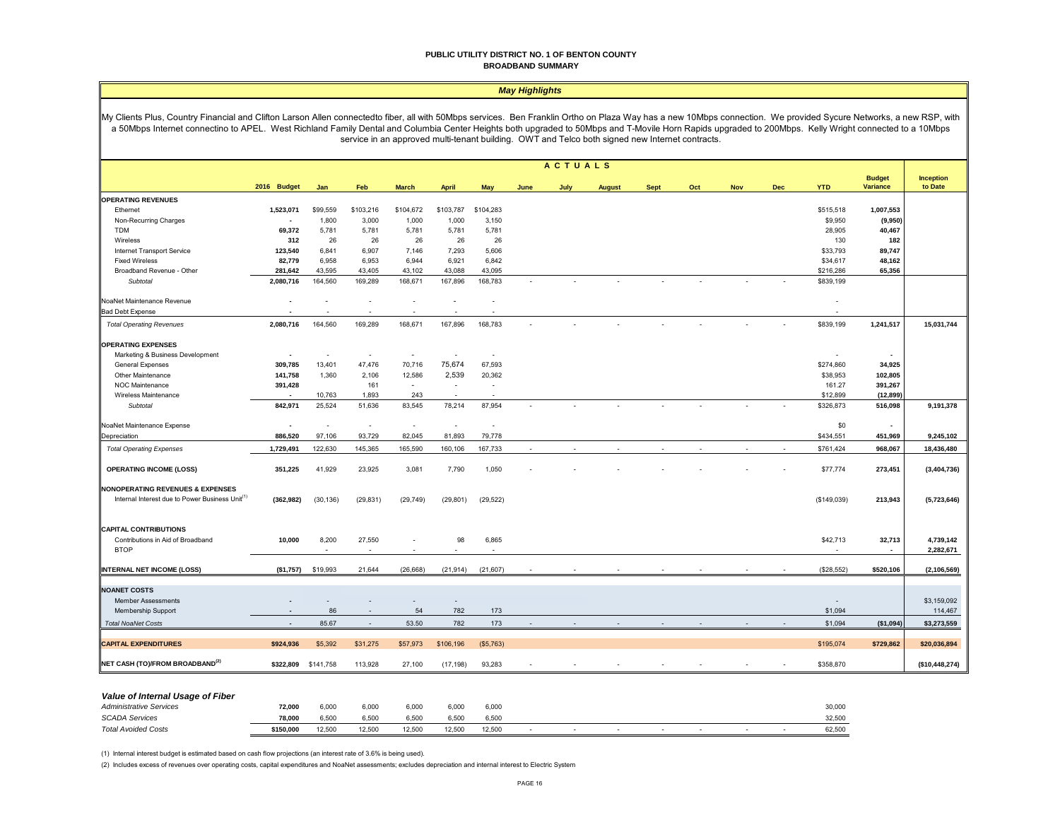# PUBLIC UTILITY DISTRICT NO. 1 OF BENTON COUNTY
## BROADBAND SUMMARY

### *May Highlights*

My Clients Plus, Country Financial and Clifton Larson Allen connectedto fiber, all with 50Mbps services. Ben Franklin Ortho on Plaza Way has a new 10Mbps connection. We provided Sycure Networks, a new RSP, with a 50Mbps Internet connectino to APEL. West Richland Family Dental and Columbia Center Heights both upgraded to 50Mbps and T-Movile Horn Rapids upgraded to 200Mbps. Kelly Wright connected to a 10Mbps service in an approved multi-tenant building. OWT and Telco both signed new Internet contracts.

| | 2016 Budget | Jan | Feb | March | April | May | June | July | August | Sept | Oct | Nov | Dec | YTD | Budget Variance | Inception to Date |
|---|---|---|---|---|---|---|---|---|---|---|---|---|---|---|---|---|
| | | **ACTUALS** | | | | | | | | | | | | | | |
| **OPERATING REVENUES** | | | | | | | | | | | | | | | | |
| Ethernet | **1,523,071** | $99,559 | $103,216 | $104,672 | $103,787 | $104,283 | | | | | | | | $515,518 | **1,007,553** | |
| Non-Recurring Charges | - | 1,800 | 3,000 | 1,000 | 1,000 | 3,150 | | | | | | | | $9,950 | **(9,950)** | |
| TDM | **69,372** | 5,781 | 5,781 | 5,781 | 5,781 | 5,781 | | | | | | | | 28,905 | **40,467** | |
| Wireless | **312** | 26 | 26 | 26 | 26 | 26 | | | | | | | | 130 | **182** | |
| Internet Transport Service | **123,540** | 6,841 | 6,907 | 7,146 | 7,293 | 5,606 | | | | | | | | $33,793 | **89,747** | |
| Fixed Wireless | **82,779** | 6,958 | 6,953 | 6,944 | 6,921 | 6,842 | | | | | | | | $34,617 | **48,162** | |
| Broadband Revenue - Other | **281,642** | 43,595 | 43,405 | 43,102 | 43,088 | 43,095 | | | | | | | | $216,286 | **65,356** | |
| *Subtotal* | **2,080,716** | 164,560 | 169,289 | 168,671 | 167,896 | 168,783 | - | - | - | - | - | - | - | $839,199 | | |
| NoaNet Maintenance Revenue | - | - | - | - | - | - | | | | | | | | - | | |
| Bad Debt Expense | - | - | - | - | - | - | | | | | | | | - | | |
| *Total Operating Revenues* | **2,080,716** | 164,560 | 169,289 | 168,671 | 167,896 | 168,783 | - | - | - | - | - | - | - | $839,199 | **1,241,517** | **15,031,744** |
| **OPERATING EXPENSES** | | | | | | | | | | | | | | | | |
| Marketing & Business Development | - | - | - | - | - | - | | | | | | | | - | - | |
| General Expenses | **309,785** | 13,401 | 47,476 | 70,716 | 75,674 | 67,593 | | | | | | | | $274,860 | **34,925** | |
| Other Maintenance | **141,758** | 1,360 | 2,106 | 12,586 | 2,539 | 20,362 | | | | | | | | $38,953 | **102,805** | |
| NOC Maintenance | **391,428** | - | 161 | - | - | - | | | | | | | | 161.27 | **391,267** | |
| Wireless Maintenance | - | 10,763 | 1,893 | 243 | - | - | | | | | | | | $12,899 | **(12,899)** | |
| *Subtotal* | **842,971** | 25,524 | 51,636 | 83,545 | 78,214 | 87,954 | - | - | - | - | - | - | - | $326,873 | **516,098** | **9,191,378** |
| NoaNet Maintenance Expense | - | - | - | - | - | - | | | | | | | | $0 | - | |
| Depreciation | **886,520** | 97,106 | 93,729 | 82,045 | 81,893 | 79,778 | | | | | | | | $434,551 | **451,969** | **9,245,102** |
| *Total Operating Expenses* | **1,729,491** | 122,630 | 145,365 | 165,590 | 160,106 | 167,733 | - | - | - | - | - | - | - | $761,424 | **968,067** | **18,436,480** |
| **OPERATING INCOME (LOSS)** | **351,225** | 41,929 | 23,925 | 3,081 | 7,790 | 1,050 | - | - | - | - | - | - | - | $77,774 | **273,451** | **(3,404,736)** |
| **NONOPERATING REVENUES & EXPENSES** | | | | | | | | | | | | | | | | |
| Internal Interest due to Power Business Unit[1] | **(362,982)** | (30,136) | (29,831) | (29,749) | (29,801) | (29,522) | | | | | | | | ($149,039) | **213,943** | **(5,723,646)** |
| **CAPITAL CONTRIBUTIONS** | | | | | | | | | | | | | | | | |
| Contributions in Aid of Broadband | **10,000** | 8,200 | 27,550 | - | 98 | 6,865 | | | | | | | | $42,713 | **32,713** | **4,739,142** |
| BTOP | | - | - | - | - | - | | | | | | | | - | - | **2,282,671** |
| **INTERNAL NET INCOME (LOSS)** | **($1,757)** | $19,993 | 21,644 | (26,668) | (21,914) | (21,607) | - | - | - | - | - | - | - | ($28,552) | **$520,106** | **(2,106,569)** |
| **NOANET COSTS** | | | | | | | | | | | | | | | | |
| Member Assessments | - | - | - | - | - | | | | | | | | | - | | $3,159,092 |
| Membership Support | - | 86 | - | 54 | 782 | 173 | | | | | | | | $1,094 | | 114,467 |
| *Total NoaNet Costs* | - | 85.67 | - | 53.50 | 782 | 173 | - | - | - | - | - | - | - | $1,094 | **($1,094)** | **$3,273,559** |
| **CAPITAL EXPENDITURES** | **$924,936** | $5,392 | $31,275 | $57,973 | $106,196 | ($5,763) | | | | | | | | $195,074 | **$729,862** | **$20,036,894** |
| **NET CASH (TO)/FROM BROADBAND[2]** | **$322,809** | $141,758 | 113,928 | 27,100 | (17,198) | 93,283 | - | - | - | - | - | - | - | $358,870 | | **($10,448,274)** |

### *Value of Internal Usage of Fiber*

| | 2016 Budget | Jan | Feb | March | April | May | June | July | August | Sept | Oct | Nov | Dec | YTD |
|---|---|---|---|---|---|---|---|---|---|---|---|---|---|---|
| *Administrative Services* | **72,000** | 6,000 | 6,000 | 6,000 | 6,000 | 6,000 | | | | | | | | 30,000 |
| *SCADA Services* | **78,000** | 6,500 | 6,500 | 6,500 | 6,500 | 6,500 | | | | | | | | 32,500 |
| *Total Avoided Costs* | **$150,000** | 12,500 | 12,500 | 12,500 | 12,500 | 12,500 | - | - | - | - | - | - | - | 62,500 |

(1) Internal interest budget is estimated based on cash flow projections (an interest rate of 3.6% is being used).

(2) Includes excess of revenues over operating costs, capital expenditures and NoaNet assessments; excludes depreciation and internal interest to Electric System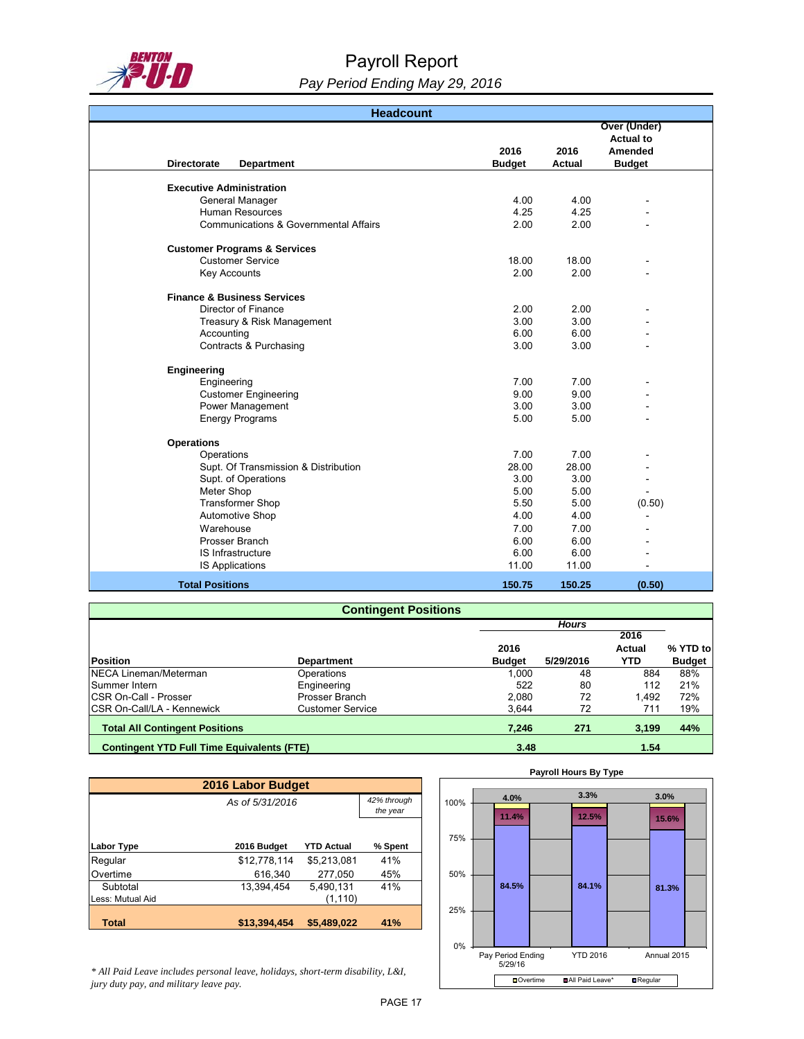BENTON P·U·D

# Payroll Report

*Pay Period Ending May 29, 2016*

## Headcount

| Directorate / Department | 2016 Budget | 2016 Actual | Over (Under) Actual to Amended Budget |
|---|---|---|---|
| **Executive Administration** | | | |
| General Manager | 4.00 | 4.00 | - |
| Human Resources | 4.25 | 4.25 | - |
| Communications & Governmental Affairs | 2.00 | 2.00 | - |
| **Customer Programs & Services** | | | |
| Customer Service | 18.00 | 18.00 | - |
| Key Accounts | 2.00 | 2.00 | - |
| **Finance & Business Services** | | | |
| Director of Finance | 2.00 | 2.00 | - |
| Treasury & Risk Management | 3.00 | 3.00 | - |
| Accounting | 6.00 | 6.00 | - |
| Contracts & Purchasing | 3.00 | 3.00 | - |
| **Engineering** | | | |
| Engineering | 7.00 | 7.00 | - |
| Customer Engineering | 9.00 | 9.00 | - |
| Power Management | 3.00 | 3.00 | - |
| Energy Programs | 5.00 | 5.00 | - |
| **Operations** | | | |
| Operations | 7.00 | 7.00 | - |
| Supt. Of Transmission & Distribution | 28.00 | 28.00 | - |
| Supt. of Operations | 3.00 | 3.00 | - |
| Meter Shop | 5.00 | 5.00 | - |
| Transformer Shop | 5.50 | 5.00 | (0.50) |
| Automotive Shop | 4.00 | 4.00 | - |
| Warehouse | 7.00 | 7.00 | - |
| Prosser Branch | 6.00 | 6.00 | - |
| IS Infrastructure | 6.00 | 6.00 | - |
| IS Applications | 11.00 | 11.00 | - |
| **Total Positions** | **150.75** | **150.25** | **(0.50)** |

## Contingent Positions

| | | Hours | | | |
|---|---|---|---|---|---|
| **Position** | **Department** | **2016 Budget** | **5/29/2016** | **2016 Actual YTD** | **% YTD to Budget** |
| NECA Lineman/Meterman | Operations | 1,000 | 48 | 884 | 88% |
| Summer Intern | Engineering | 522 | 80 | 112 | 21% |
| CSR On-Call - Prosser | Prosser Branch | 2,080 | 72 | 1,492 | 72% |
| CSR On-Call/LA - Kennewick | Customer Service | 3,644 | 72 | 711 | 19% |
| **Total All Contingent Positions** | | **7,246** | **271** | **3,199** | **44%** |
| **Contingent YTD Full Time Equivalents (FTE)** | | **3.48** | | **1.54** | |

## 2016 Labor Budget

*As of 5/31/2016* — *42% through the year*

| Labor Type | 2016 Budget | YTD Actual | % Spent |
|---|---|---|---|
| Regular | $12,778,114 | $5,213,081 | 41% |
| Overtime | 616,340 | 277,050 | 45% |
| Subtotal | 13,394,454 | 5,490,131 | 41% |
| Less: Mutual Aid | | (1,110) | |
| **Total** | **$13,394,454** | **$5,489,022** | **41%** |

**Payroll Hours By Type**

Pay Period Ending 5/29/16: 4.0%, 11.4%, 84.5%

YTD 2016: 3.3%, 12.5%, 84.1%

Annual 2015: 3.0%, 15.6%, 81.3%

100%, 75%, 50%, 25%, 0%

Overtime, All Paid Leave*, Regular

*\* All Paid Leave includes personal leave, holidays, short-term disability, L&I, jury duty pay, and military leave pay.*